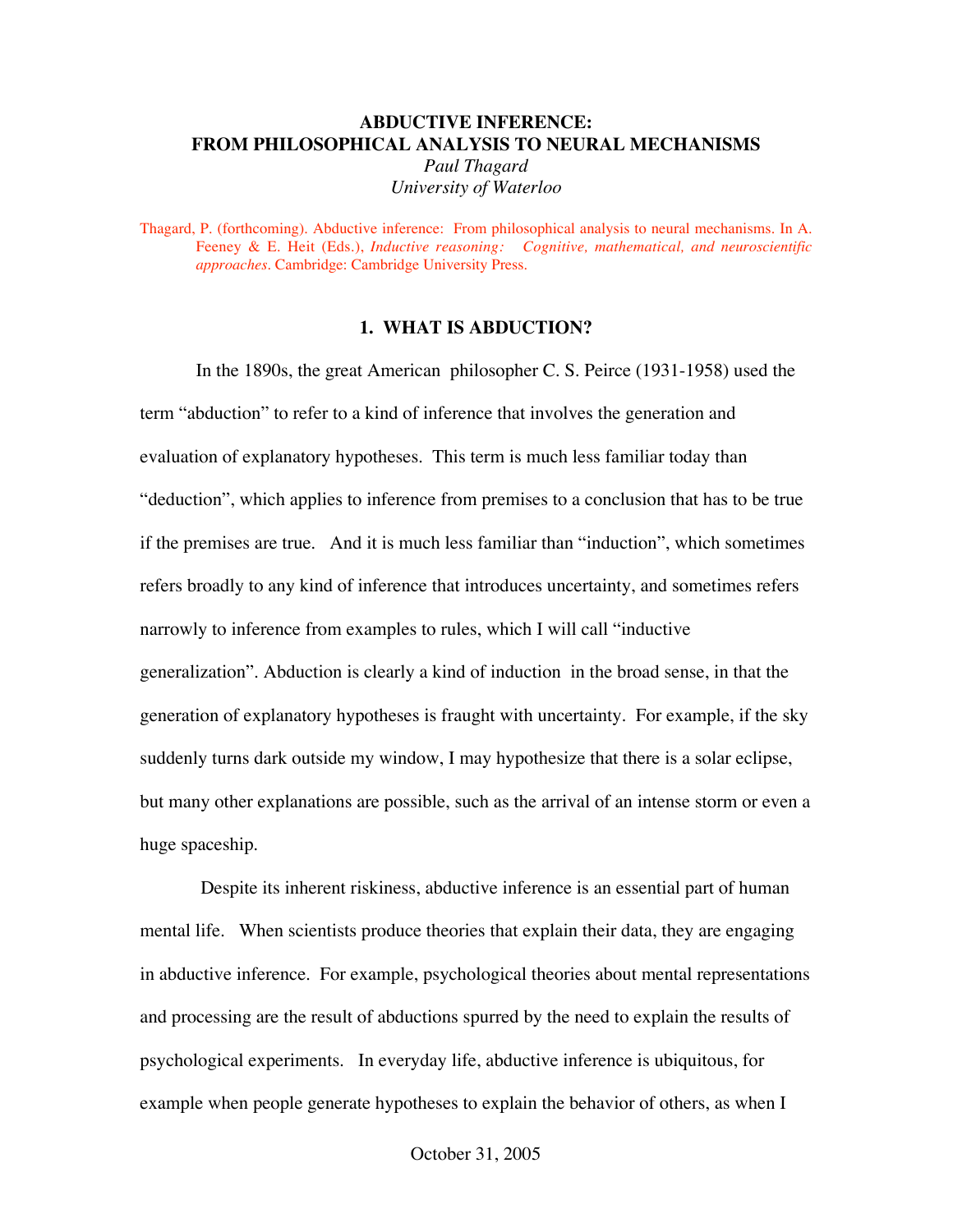# ABDUCTIVE INFERENCE: FROM PHILOSOPHICAL ANALYSIS TO NEURAL MECHANISMS

*Paul Thagard*

*University of Waterloo*

Thagard, P. (forthcoming). Abductive inference: From philosophical analysis to neural mechanisms. In A. Feeney & E. Heit (Eds.), *Inductive reasoning: Cognitive, mathematical, and neuroscientific approaches*. Cambridge: Cambridge University Press.

## 1. WHAT IS ABDUCTION?

In the 1890s, the great American philosopher C. S. Peirce (1931-1958) used the term "abduction" to refer to a kind of inference that involves the generation and evaluation of explanatory hypotheses. This term is much less familiar today than "deduction", which applies to inference from premises to a conclusion that has to be true if the premises are true. And it is much less familiar than "induction", which sometimes refers broadly to any kind of inference that introduces uncertainty, and sometimes refers narrowly to inference from examples to rules, which I will call "inductive generalization". Abduction is clearly a kind of induction in the broad sense, in that the generation of explanatory hypotheses is fraught with uncertainty. For example, if the sky suddenly turns dark outside my window, I may hypothesize that there is a solar eclipse, but many other explanations are possible, such as the arrival of an intense storm or even a huge spaceship.

Despite its inherent riskiness, abductive inference is an essential part of human mental life. When scientists produce theories that explain their data, they are engaging in abductive inference. For example, psychological theories about mental representations and processing are the result of abductions spurred by the need to explain the results of psychological experiments. In everyday life, abductive inference is ubiquitous, for example when people generate hypotheses to explain the behavior of others, as when I

October 31, 2005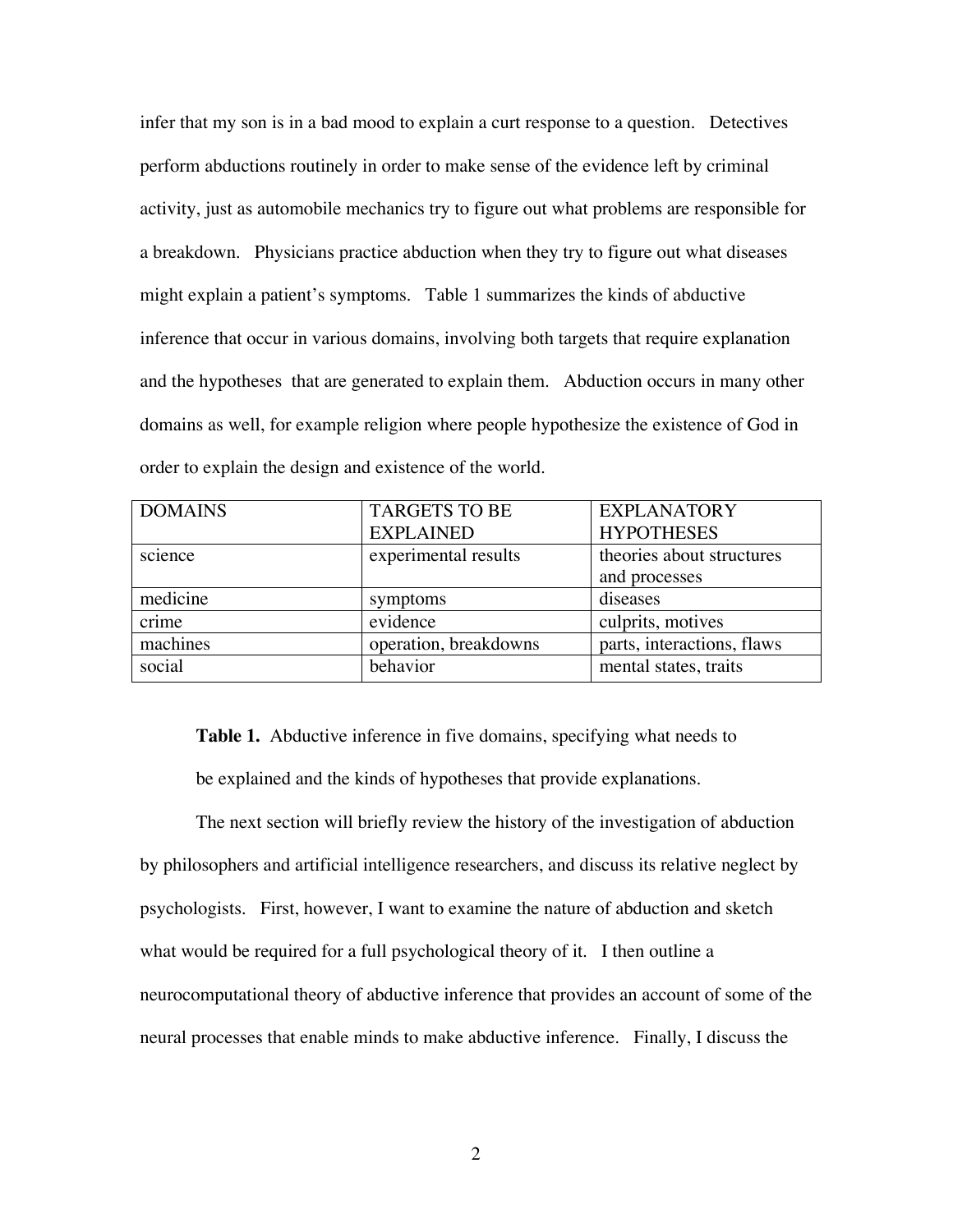infer that my son is in a bad mood to explain a curt response to a question. Detectives perform abductions routinely in order to make sense of the evidence left by criminal activity, just as automobile mechanics try to figure out what problems are responsible for a breakdown. Physicians practice abduction when they try to figure out what diseases might explain a patient's symptoms. Table 1 summarizes the kinds of abductive inference that occur in various domains, involving both targets that require explanation and the hypotheses that are generated to explain them. Abduction occurs in many other domains as well, for example religion where people hypothesize the existence of God in order to explain the design and existence of the world.

| DOMAINS | TARGETS TO BE EXPLAINED | EXPLANATORY HYPOTHESES |
|---|---|---|
| science | experimental results | theories about structures and processes |
| medicine | symptoms | diseases |
| crime | evidence | culprits, motives |
| machines | operation, breakdowns | parts, interactions, flaws |
| social | behavior | mental states, traits |

**Table 1.** Abductive inference in five domains, specifying what needs to be explained and the kinds of hypotheses that provide explanations.

The next section will briefly review the history of the investigation of abduction by philosophers and artificial intelligence researchers, and discuss its relative neglect by psychologists. First, however, I want to examine the nature of abduction and sketch what would be required for a full psychological theory of it. I then outline a neurocomputational theory of abductive inference that provides an account of some of the neural processes that enable minds to make abductive inference. Finally, I discuss the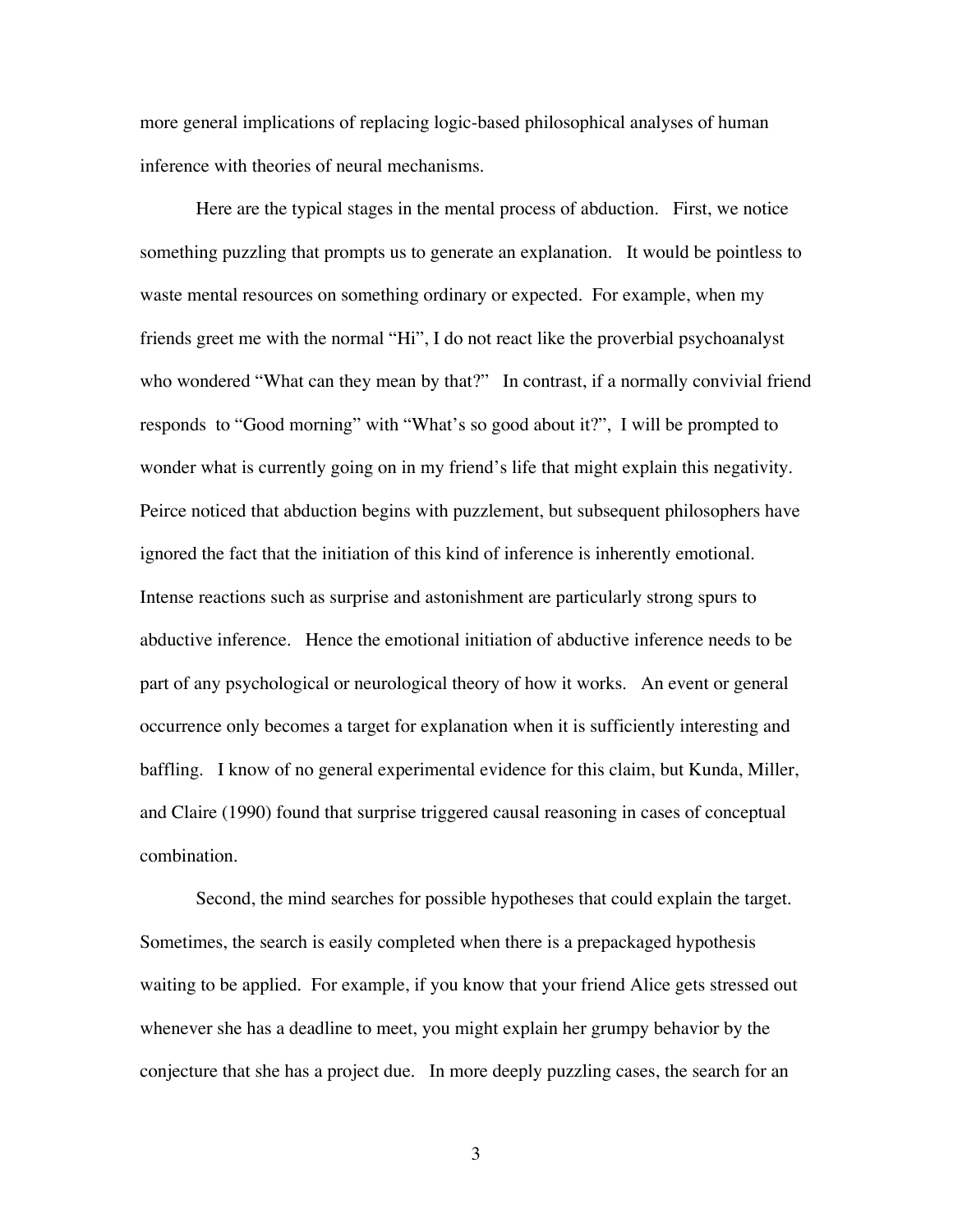more general implications of replacing logic-based philosophical analyses of human inference with theories of neural mechanisms.

Here are the typical stages in the mental process of abduction. First, we notice something puzzling that prompts us to generate an explanation. It would be pointless to waste mental resources on something ordinary or expected. For example, when my friends greet me with the normal "Hi", I do not react like the proverbial psychoanalyst who wondered "What can they mean by that?" In contrast, if a normally convivial friend responds to "Good morning" with "What's so good about it?", I will be prompted to wonder what is currently going on in my friend's life that might explain this negativity. Peirce noticed that abduction begins with puzzlement, but subsequent philosophers have ignored the fact that the initiation of this kind of inference is inherently emotional. Intense reactions such as surprise and astonishment are particularly strong spurs to abductive inference. Hence the emotional initiation of abductive inference needs to be part of any psychological or neurological theory of how it works. An event or general occurrence only becomes a target for explanation when it is sufficiently interesting and baffling. I know of no general experimental evidence for this claim, but Kunda, Miller, and Claire (1990) found that surprise triggered causal reasoning in cases of conceptual combination.

Second, the mind searches for possible hypotheses that could explain the target. Sometimes, the search is easily completed when there is a prepackaged hypothesis waiting to be applied. For example, if you know that your friend Alice gets stressed out whenever she has a deadline to meet, you might explain her grumpy behavior by the conjecture that she has a project due. In more deeply puzzling cases, the search for an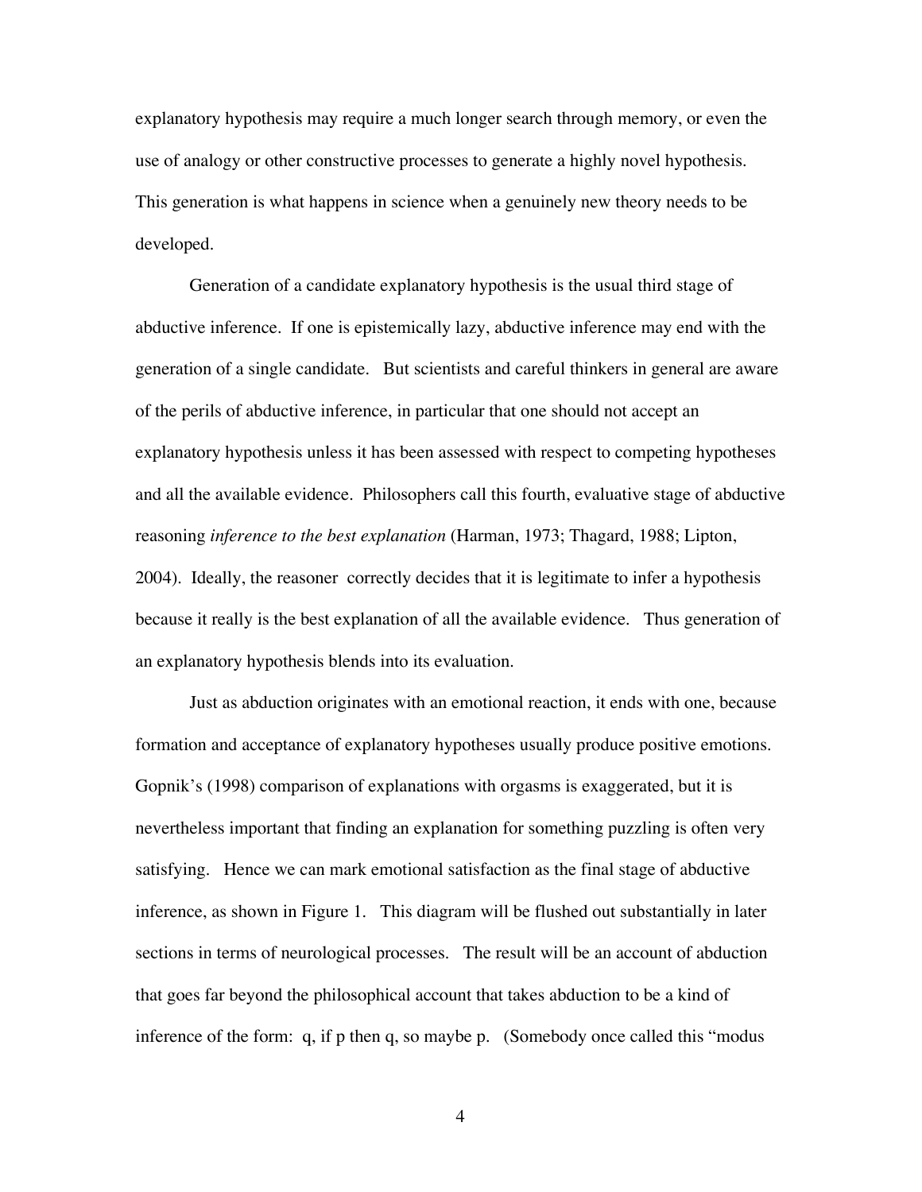explanatory hypothesis may require a much longer search through memory, or even the use of analogy or other constructive processes to generate a highly novel hypothesis. This generation is what happens in science when a genuinely new theory needs to be developed.

Generation of a candidate explanatory hypothesis is the usual third stage of abductive inference. If one is epistemically lazy, abductive inference may end with the generation of a single candidate. But scientists and careful thinkers in general are aware of the perils of abductive inference, in particular that one should not accept an explanatory hypothesis unless it has been assessed with respect to competing hypotheses and all the available evidence. Philosophers call this fourth, evaluative stage of abductive reasoning *inference to the best explanation* (Harman, 1973; Thagard, 1988; Lipton, 2004). Ideally, the reasoner correctly decides that it is legitimate to infer a hypothesis because it really is the best explanation of all the available evidence. Thus generation of an explanatory hypothesis blends into its evaluation.

Just as abduction originates with an emotional reaction, it ends with one, because formation and acceptance of explanatory hypotheses usually produce positive emotions. Gopnik's (1998) comparison of explanations with orgasms is exaggerated, but it is nevertheless important that finding an explanation for something puzzling is often very satisfying. Hence we can mark emotional satisfaction as the final stage of abductive inference, as shown in Figure 1. This diagram will be flushed out substantially in later sections in terms of neurological processes. The result will be an account of abduction that goes far beyond the philosophical account that takes abduction to be a kind of inference of the form: q, if p then q, so maybe p. (Somebody once called this "modus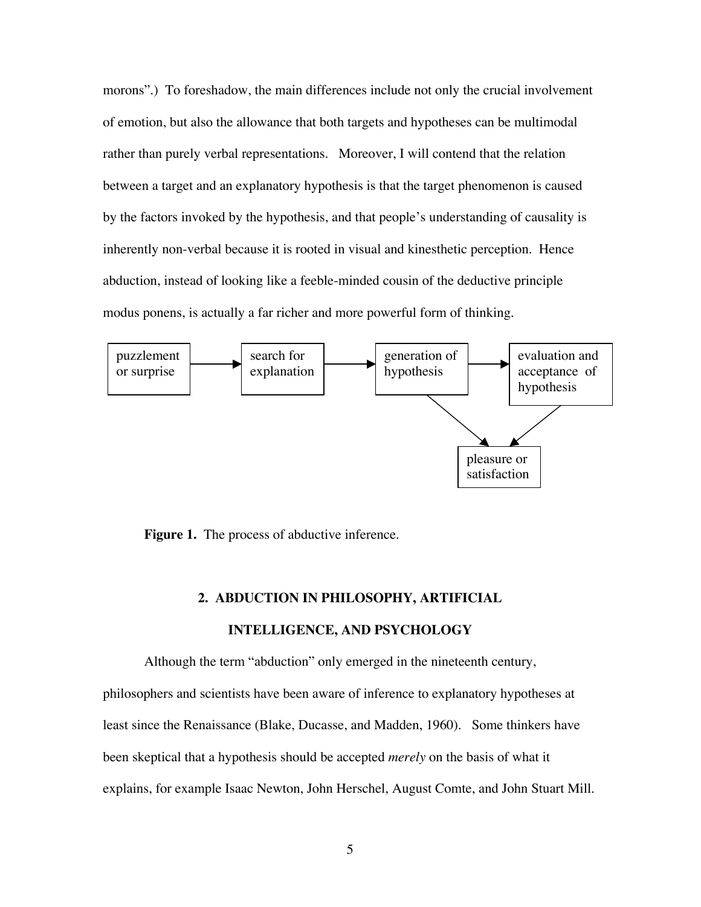morons".) To foreshadow, the main differences include not only the crucial involvement of emotion, but also the allowance that both targets and hypotheses can be multimodal rather than purely verbal representations. Moreover, I will contend that the relation between a target and an explanatory hypothesis is that the target phenomenon is caused by the factors invoked by the hypothesis, and that people's understanding of causality is inherently non-verbal because it is rooted in visual and kinesthetic perception. Hence abduction, instead of looking like a feeble-minded cousin of the deductive principle modus ponens, is actually a far richer and more powerful form of thinking.

```
puzzlement or surprise → search for explanation → generation of hypothesis → evaluation and acceptance of hypothesis

generation of hypothesis → pleasure or satisfaction
evaluation and acceptance of hypothesis → pleasure or satisfaction
```

**Figure 1.** The process of abductive inference.

## 2. ABDUCTION IN PHILOSOPHY, ARTIFICIAL INTELLIGENCE, AND PSYCHOLOGY

Although the term "abduction" only emerged in the nineteenth century, philosophers and scientists have been aware of inference to explanatory hypotheses at least since the Renaissance (Blake, Ducasse, and Madden, 1960). Some thinkers have been skeptical that a hypothesis should be accepted *merely* on the basis of what it explains, for example Isaac Newton, John Herschel, August Comte, and John Stuart Mill.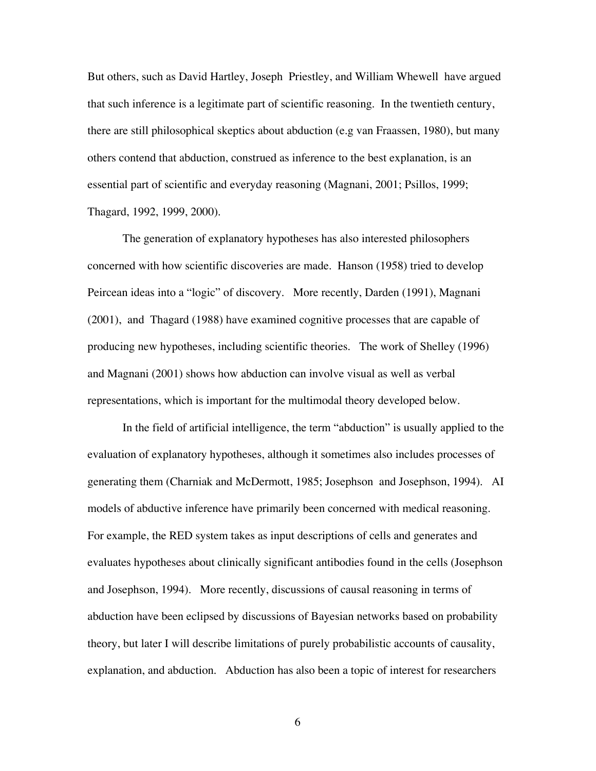But others, such as David Hartley, Joseph Priestley, and William Whewell have argued that such inference is a legitimate part of scientific reasoning. In the twentieth century, there are still philosophical skeptics about abduction (e.g van Fraassen, 1980), but many others contend that abduction, construed as inference to the best explanation, is an essential part of scientific and everyday reasoning (Magnani, 2001; Psillos, 1999; Thagard, 1992, 1999, 2000).

The generation of explanatory hypotheses has also interested philosophers concerned with how scientific discoveries are made. Hanson (1958) tried to develop Peircean ideas into a "logic" of discovery. More recently, Darden (1991), Magnani (2001), and Thagard (1988) have examined cognitive processes that are capable of producing new hypotheses, including scientific theories. The work of Shelley (1996) and Magnani (2001) shows how abduction can involve visual as well as verbal representations, which is important for the multimodal theory developed below.

In the field of artificial intelligence, the term "abduction" is usually applied to the evaluation of explanatory hypotheses, although it sometimes also includes processes of generating them (Charniak and McDermott, 1985; Josephson and Josephson, 1994). AI models of abductive inference have primarily been concerned with medical reasoning. For example, the RED system takes as input descriptions of cells and generates and evaluates hypotheses about clinically significant antibodies found in the cells (Josephson and Josephson, 1994). More recently, discussions of causal reasoning in terms of abduction have been eclipsed by discussions of Bayesian networks based on probability theory, but later I will describe limitations of purely probabilistic accounts of causality, explanation, and abduction. Abduction has also been a topic of interest for researchers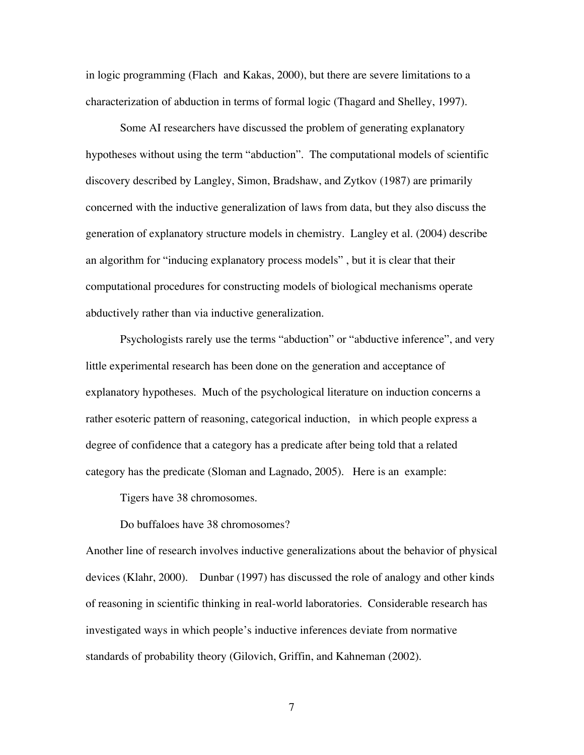in logic programming (Flach  and Kakas, 2000), but there are severe limitations to a characterization of abduction in terms of formal logic (Thagard and Shelley, 1997).

Some AI researchers have discussed the problem of generating explanatory hypotheses without using the term "abduction". The computational models of scientific discovery described by Langley, Simon, Bradshaw, and Zytkov (1987) are primarily concerned with the inductive generalization of laws from data, but they also discuss the generation of explanatory structure models in chemistry. Langley et al. (2004) describe an algorithm for "inducing explanatory process models" , but it is clear that their computational procedures for constructing models of biological mechanisms operate abductively rather than via inductive generalization.

Psychologists rarely use the terms "abduction" or "abductive inference", and very little experimental research has been done on the generation and acceptance of explanatory hypotheses. Much of the psychological literature on induction concerns a rather esoteric pattern of reasoning, categorical induction,  in which people express a degree of confidence that a category has a predicate after being told that a related category has the predicate (Sloman and Lagnado, 2005). Here is an example:

Tigers have 38 chromosomes.

Do buffaloes have 38 chromosomes?

Another line of research involves inductive generalizations about the behavior of physical devices (Klahr, 2000). Dunbar (1997) has discussed the role of analogy and other kinds of reasoning in scientific thinking in real-world laboratories. Considerable research has investigated ways in which people's inductive inferences deviate from normative standards of probability theory (Gilovich, Griffin, and Kahneman (2002).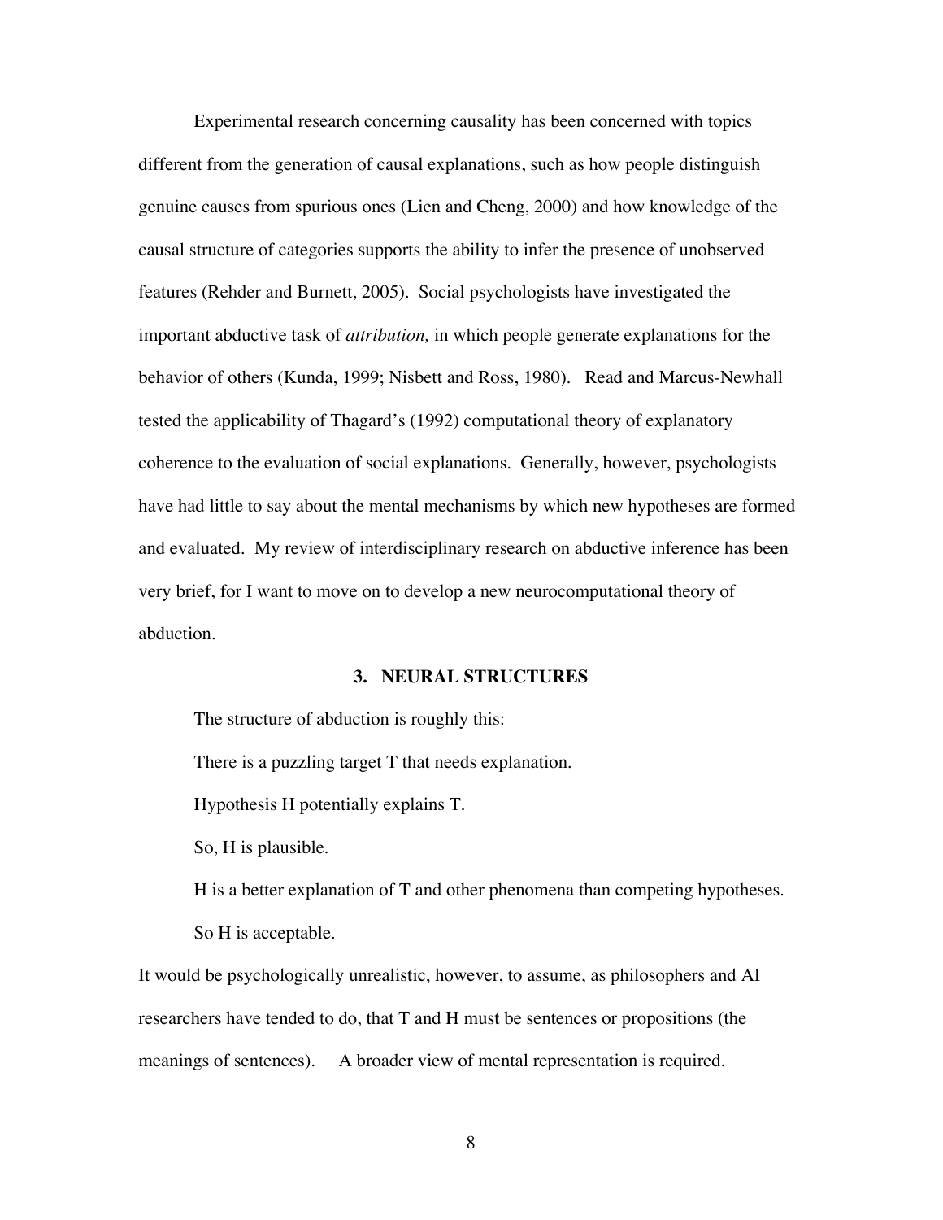Experimental research concerning causality has been concerned with topics different from the generation of causal explanations, such as how people distinguish genuine causes from spurious ones (Lien and Cheng, 2000) and how knowledge of the causal structure of categories supports the ability to infer the presence of unobserved features (Rehder and Burnett, 2005). Social psychologists have investigated the important abductive task of *attribution,* in which people generate explanations for the behavior of others (Kunda, 1999; Nisbett and Ross, 1980). Read and Marcus-Newhall tested the applicability of Thagard's (1992) computational theory of explanatory coherence to the evaluation of social explanations. Generally, however, psychologists have had little to say about the mental mechanisms by which new hypotheses are formed and evaluated. My review of interdisciplinary research on abductive inference has been very brief, for I want to move on to develop a new neurocomputational theory of abduction.

## 3. NEURAL STRUCTURES

The structure of abduction is roughly this:

There is a puzzling target T that needs explanation.

Hypothesis H potentially explains T.

So, H is plausible.

H is a better explanation of T and other phenomena than competing hypotheses.

So H is acceptable.

It would be psychologically unrealistic, however, to assume, as philosophers and AI researchers have tended to do, that T and H must be sentences or propositions (the meanings of sentences). A broader view of mental representation is required.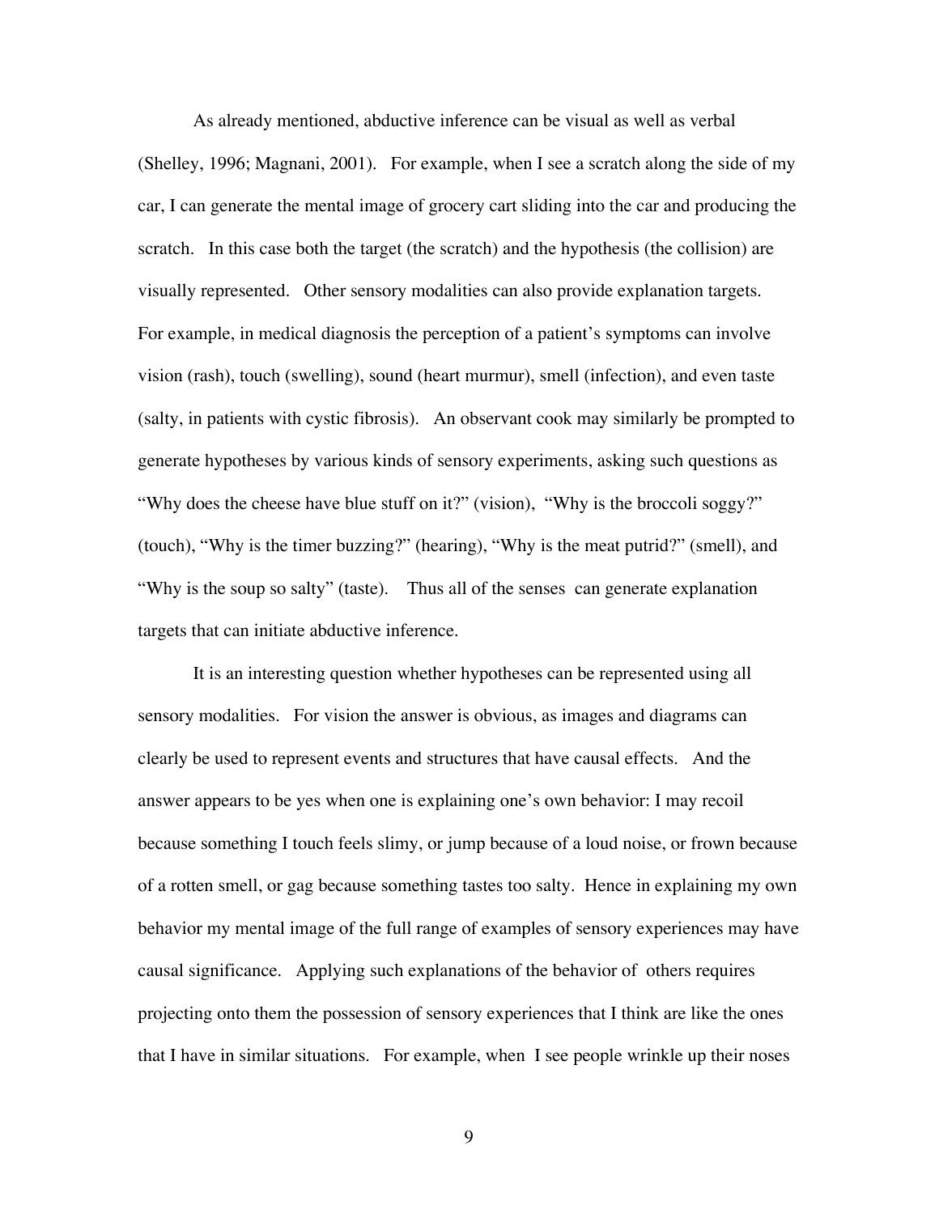As already mentioned, abductive inference can be visual as well as verbal (Shelley, 1996; Magnani, 2001). For example, when I see a scratch along the side of my car, I can generate the mental image of grocery cart sliding into the car and producing the scratch. In this case both the target (the scratch) and the hypothesis (the collision) are visually represented. Other sensory modalities can also provide explanation targets. For example, in medical diagnosis the perception of a patient's symptoms can involve vision (rash), touch (swelling), sound (heart murmur), smell (infection), and even taste (salty, in patients with cystic fibrosis). An observant cook may similarly be prompted to generate hypotheses by various kinds of sensory experiments, asking such questions as "Why does the cheese have blue stuff on it?" (vision), "Why is the broccoli soggy?" (touch), "Why is the timer buzzing?" (hearing), "Why is the meat putrid?" (smell), and "Why is the soup so salty" (taste). Thus all of the senses can generate explanation targets that can initiate abductive inference.

It is an interesting question whether hypotheses can be represented using all sensory modalities. For vision the answer is obvious, as images and diagrams can clearly be used to represent events and structures that have causal effects. And the answer appears to be yes when one is explaining one's own behavior: I may recoil because something I touch feels slimy, or jump because of a loud noise, or frown because of a rotten smell, or gag because something tastes too salty. Hence in explaining my own behavior my mental image of the full range of examples of sensory experiences may have causal significance. Applying such explanations of the behavior of others requires projecting onto them the possession of sensory experiences that I think are like the ones that I have in similar situations. For example, when I see people wrinkle up their noses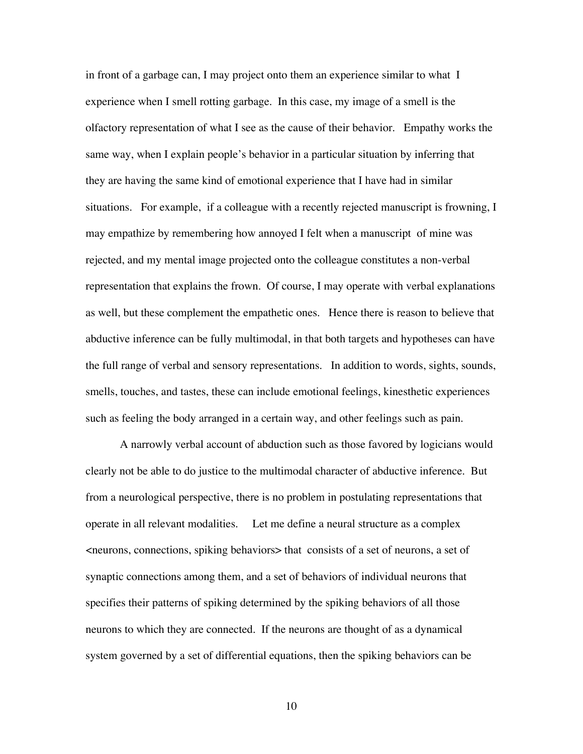in front of a garbage can, I may project onto them an experience similar to what I experience when I smell rotting garbage. In this case, my image of a smell is the olfactory representation of what I see as the cause of their behavior. Empathy works the same way, when I explain people's behavior in a particular situation by inferring that they are having the same kind of emotional experience that I have had in similar situations. For example, if a colleague with a recently rejected manuscript is frowning, I may empathize by remembering how annoyed I felt when a manuscript of mine was rejected, and my mental image projected onto the colleague constitutes a non-verbal representation that explains the frown. Of course, I may operate with verbal explanations as well, but these complement the empathetic ones. Hence there is reason to believe that abductive inference can be fully multimodal, in that both targets and hypotheses can have the full range of verbal and sensory representations. In addition to words, sights, sounds, smells, touches, and tastes, these can include emotional feelings, kinesthetic experiences such as feeling the body arranged in a certain way, and other feelings such as pain.

A narrowly verbal account of abduction such as those favored by logicians would clearly not be able to do justice to the multimodal character of abductive inference. But from a neurological perspective, there is no problem in postulating representations that operate in all relevant modalities. Let me define a neural structure as a complex <neurons, connections, spiking behaviors> that consists of a set of neurons, a set of synaptic connections among them, and a set of behaviors of individual neurons that specifies their patterns of spiking determined by the spiking behaviors of all those neurons to which they are connected. If the neurons are thought of as a dynamical system governed by a set of differential equations, then the spiking behaviors can be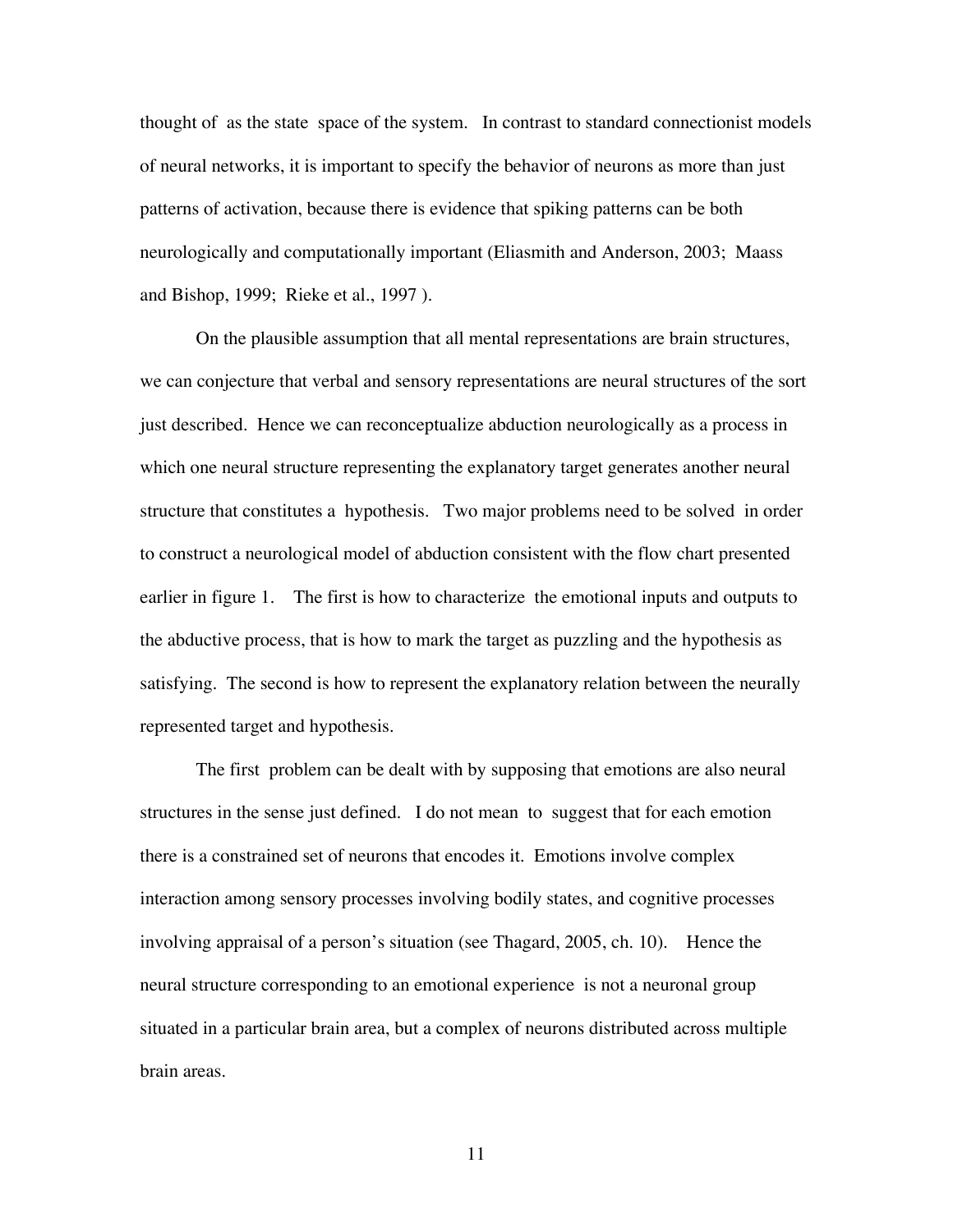thought of as the state space of the system. In contrast to standard connectionist models of neural networks, it is important to specify the behavior of neurons as more than just patterns of activation, because there is evidence that spiking patterns can be both neurologically and computationally important (Eliasmith and Anderson, 2003; Maass and Bishop, 1999; Rieke et al., 1997 ).

On the plausible assumption that all mental representations are brain structures, we can conjecture that verbal and sensory representations are neural structures of the sort just described. Hence we can reconceptualize abduction neurologically as a process in which one neural structure representing the explanatory target generates another neural structure that constitutes a hypothesis. Two major problems need to be solved in order to construct a neurological model of abduction consistent with the flow chart presented earlier in figure 1. The first is how to characterize the emotional inputs and outputs to the abductive process, that is how to mark the target as puzzling and the hypothesis as satisfying. The second is how to represent the explanatory relation between the neurally represented target and hypothesis.

The first problem can be dealt with by supposing that emotions are also neural structures in the sense just defined. I do not mean to suggest that for each emotion there is a constrained set of neurons that encodes it. Emotions involve complex interaction among sensory processes involving bodily states, and cognitive processes involving appraisal of a person's situation (see Thagard, 2005, ch. 10). Hence the neural structure corresponding to an emotional experience is not a neuronal group situated in a particular brain area, but a complex of neurons distributed across multiple brain areas.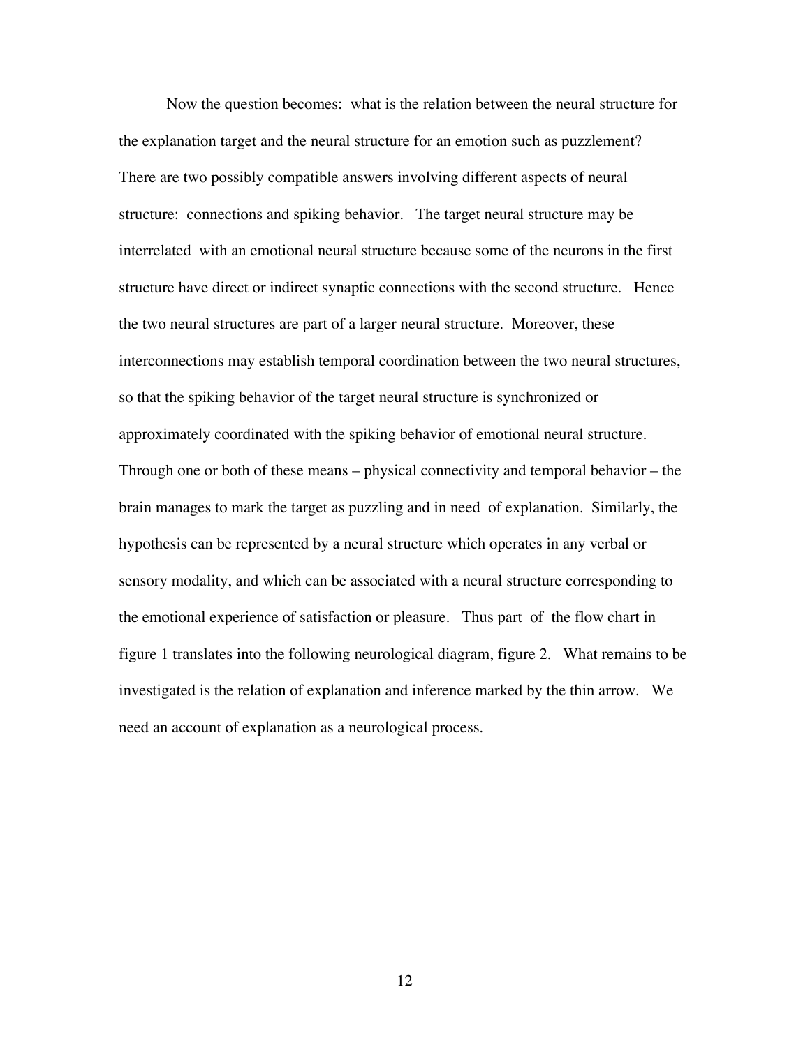Now the question becomes: what is the relation between the neural structure for the explanation target and the neural structure for an emotion such as puzzlement? There are two possibly compatible answers involving different aspects of neural structure: connections and spiking behavior. The target neural structure may be interrelated with an emotional neural structure because some of the neurons in the first structure have direct or indirect synaptic connections with the second structure. Hence the two neural structures are part of a larger neural structure. Moreover, these interconnections may establish temporal coordination between the two neural structures, so that the spiking behavior of the target neural structure is synchronized or approximately coordinated with the spiking behavior of emotional neural structure. Through one or both of these means – physical connectivity and temporal behavior – the brain manages to mark the target as puzzling and in need of explanation. Similarly, the hypothesis can be represented by a neural structure which operates in any verbal or sensory modality, and which can be associated with a neural structure corresponding to the emotional experience of satisfaction or pleasure. Thus part of the flow chart in figure 1 translates into the following neurological diagram, figure 2. What remains to be investigated is the relation of explanation and inference marked by the thin arrow. We need an account of explanation as a neurological process.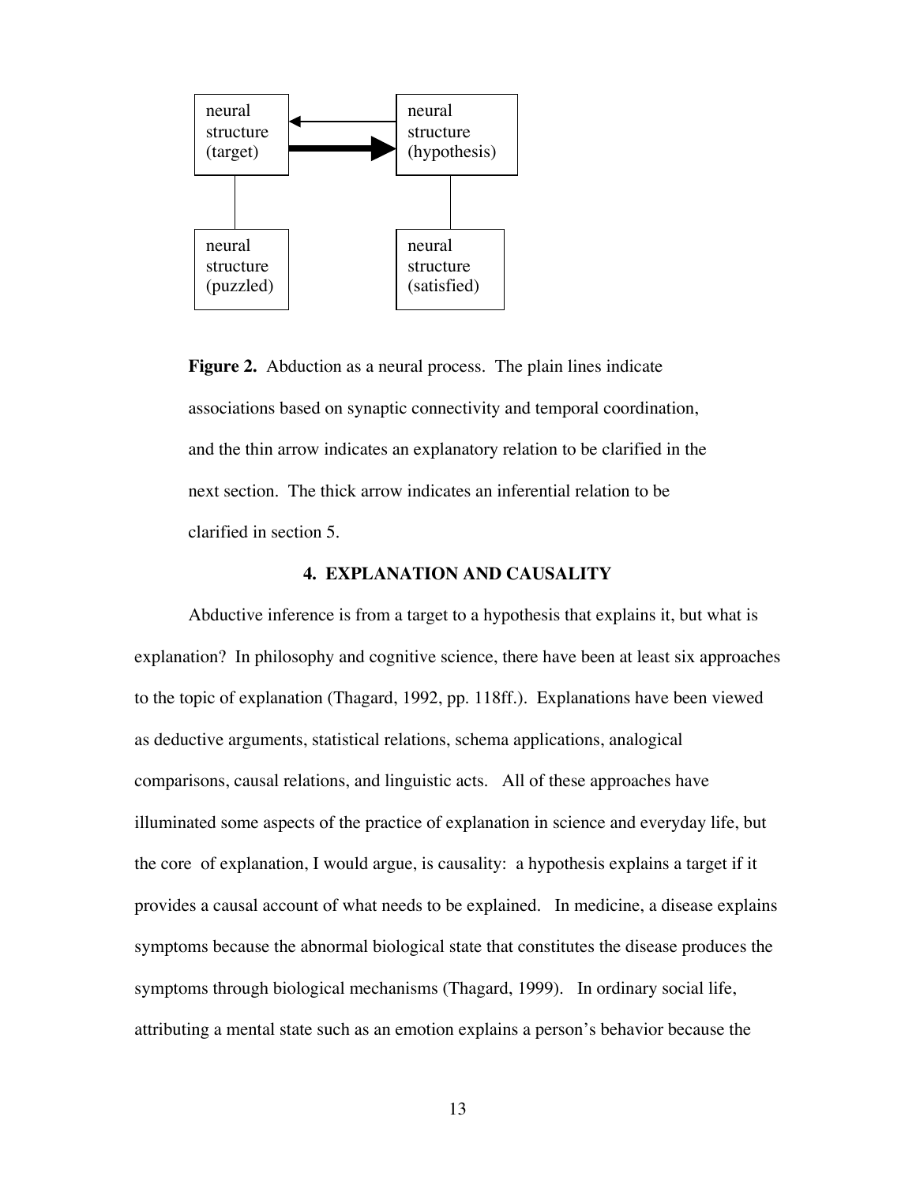**Figure 2.** Abduction as a neural process. The plain lines indicate associations based on synaptic connectivity and temporal coordination, and the thin arrow indicates an explanatory relation to be clarified in the next section. The thick arrow indicates an inferential relation to be clarified in section 5.

## 4. EXPLANATION AND CAUSALITY

Abductive inference is from a target to a hypothesis that explains it, but what is explanation? In philosophy and cognitive science, there have been at least six approaches to the topic of explanation (Thagard, 1992, pp. 118ff.). Explanations have been viewed as deductive arguments, statistical relations, schema applications, analogical comparisons, causal relations, and linguistic acts. All of these approaches have illuminated some aspects of the practice of explanation in science and everyday life, but the core of explanation, I would argue, is causality: a hypothesis explains a target if it provides a causal account of what needs to be explained. In medicine, a disease explains symptoms because the abnormal biological state that constitutes the disease produces the symptoms through biological mechanisms (Thagard, 1999). In ordinary social life, attributing a mental state such as an emotion explains a person's behavior because the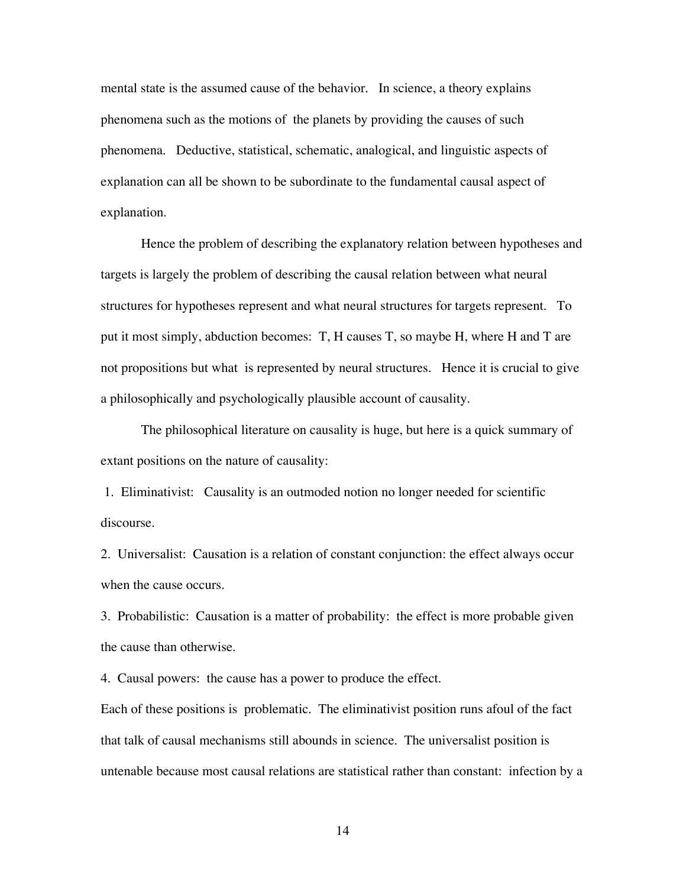mental state is the assumed cause of the behavior. In science, a theory explains phenomena such as the motions of the planets by providing the causes of such phenomena. Deductive, statistical, schematic, analogical, and linguistic aspects of explanation can all be shown to be subordinate to the fundamental causal aspect of explanation.

Hence the problem of describing the explanatory relation between hypotheses and targets is largely the problem of describing the causal relation between what neural structures for hypotheses represent and what neural structures for targets represent. To put it most simply, abduction becomes: T, H causes T, so maybe H, where H and T are not propositions but what is represented by neural structures. Hence it is crucial to give a philosophically and psychologically plausible account of causality.

The philosophical literature on causality is huge, but here is a quick summary of extant positions on the nature of causality:

1. Eliminativist: Causality is an outmoded notion no longer needed for scientific discourse.
2. Universalist: Causation is a relation of constant conjunction: the effect always occur when the cause occurs.
3. Probabilistic: Causation is a matter of probability: the effect is more probable given the cause than otherwise.
4. Causal powers: the cause has a power to produce the effect.

Each of these positions is problematic. The eliminativist position runs afoul of the fact that talk of causal mechanisms still abounds in science. The universalist position is untenable because most causal relations are statistical rather than constant: infection by a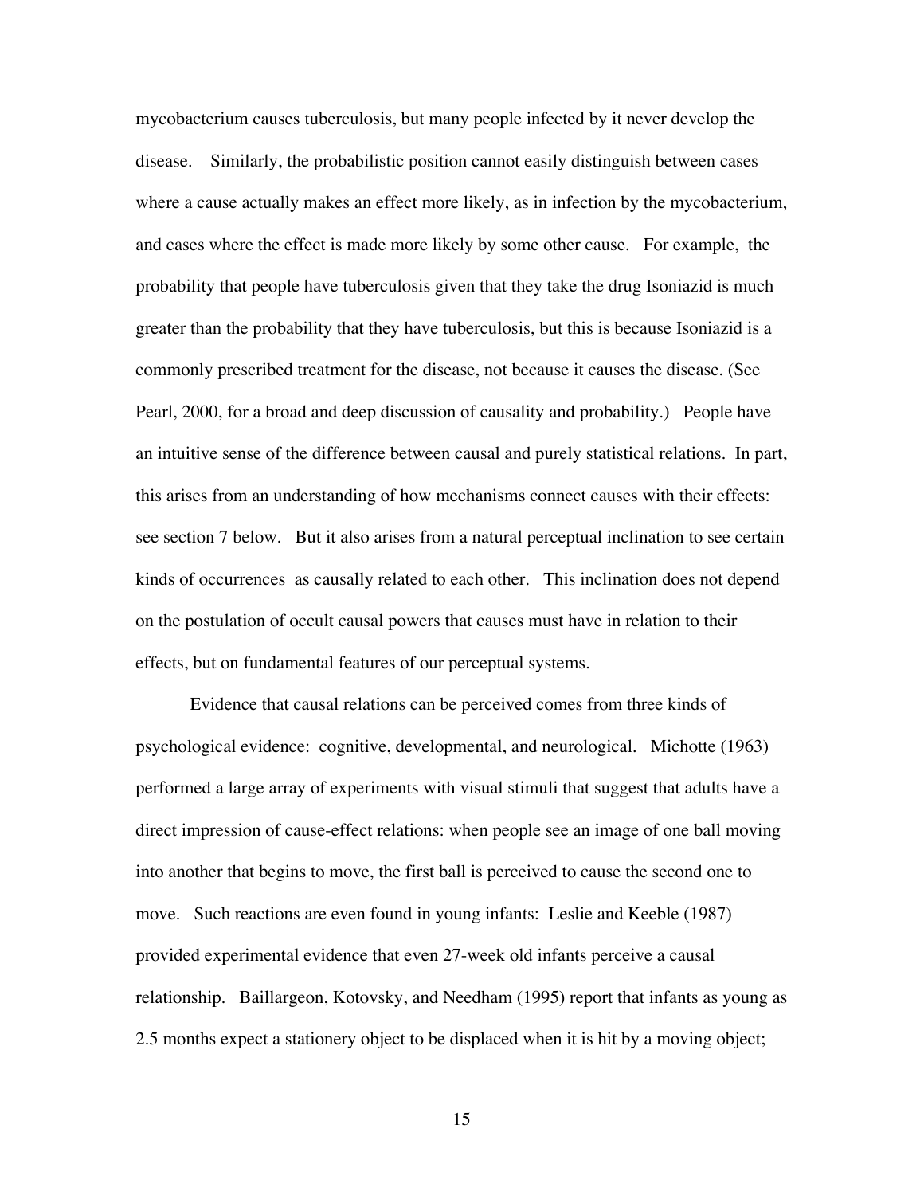mycobacterium causes tuberculosis, but many people infected by it never develop the disease. Similarly, the probabilistic position cannot easily distinguish between cases where a cause actually makes an effect more likely, as in infection by the mycobacterium, and cases where the effect is made more likely by some other cause. For example, the probability that people have tuberculosis given that they take the drug Isoniazid is much greater than the probability that they have tuberculosis, but this is because Isoniazid is a commonly prescribed treatment for the disease, not because it causes the disease. (See Pearl, 2000, for a broad and deep discussion of causality and probability.) People have an intuitive sense of the difference between causal and purely statistical relations. In part, this arises from an understanding of how mechanisms connect causes with their effects: see section 7 below. But it also arises from a natural perceptual inclination to see certain kinds of occurrences as causally related to each other. This inclination does not depend on the postulation of occult causal powers that causes must have in relation to their effects, but on fundamental features of our perceptual systems.

Evidence that causal relations can be perceived comes from three kinds of psychological evidence: cognitive, developmental, and neurological. Michotte (1963) performed a large array of experiments with visual stimuli that suggest that adults have a direct impression of cause-effect relations: when people see an image of one ball moving into another that begins to move, the first ball is perceived to cause the second one to move. Such reactions are even found in young infants: Leslie and Keeble (1987) provided experimental evidence that even 27-week old infants perceive a causal relationship. Baillargeon, Kotovsky, and Needham (1995) report that infants as young as 2.5 months expect a stationery object to be displaced when it is hit by a moving object;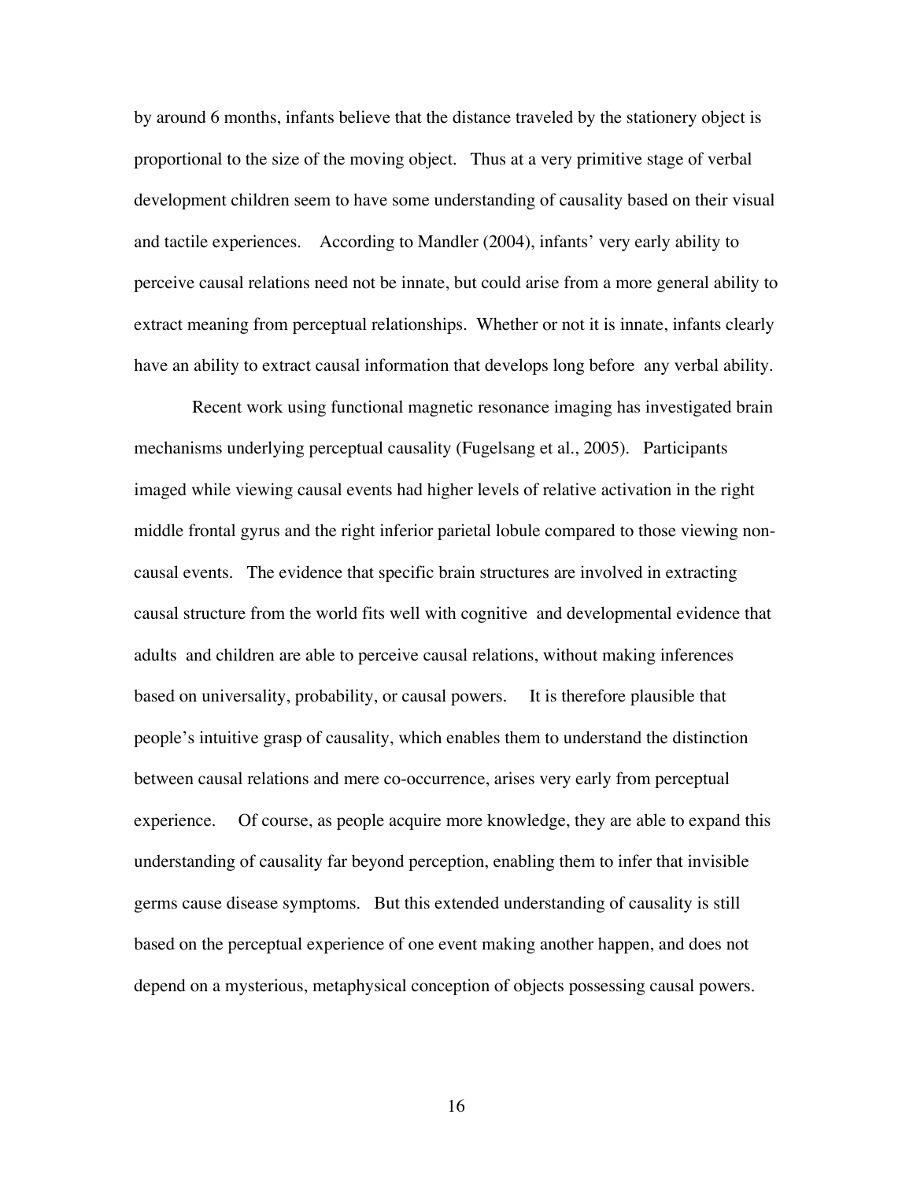by around 6 months, infants believe that the distance traveled by the stationery object is proportional to the size of the moving object. Thus at a very primitive stage of verbal development children seem to have some understanding of causality based on their visual and tactile experiences. According to Mandler (2004), infants' very early ability to perceive causal relations need not be innate, but could arise from a more general ability to extract meaning from perceptual relationships. Whether or not it is innate, infants clearly have an ability to extract causal information that develops long before any verbal ability.

Recent work using functional magnetic resonance imaging has investigated brain mechanisms underlying perceptual causality (Fugelsang et al., 2005). Participants imaged while viewing causal events had higher levels of relative activation in the right middle frontal gyrus and the right inferior parietal lobule compared to those viewing non-causal events. The evidence that specific brain structures are involved in extracting causal structure from the world fits well with cognitive and developmental evidence that adults and children are able to perceive causal relations, without making inferences based on universality, probability, or causal powers. It is therefore plausible that people's intuitive grasp of causality, which enables them to understand the distinction between causal relations and mere co-occurrence, arises very early from perceptual experience. Of course, as people acquire more knowledge, they are able to expand this understanding of causality far beyond perception, enabling them to infer that invisible germs cause disease symptoms. But this extended understanding of causality is still based on the perceptual experience of one event making another happen, and does not depend on a mysterious, metaphysical conception of objects possessing causal powers.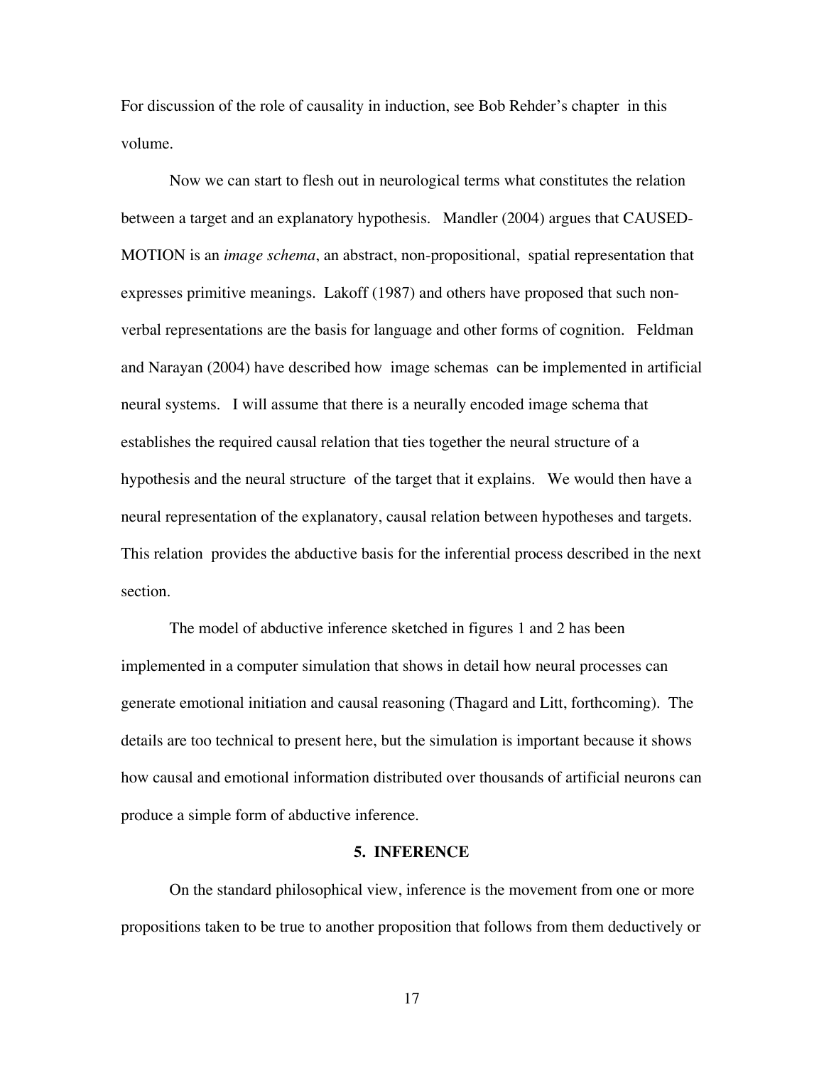For discussion of the role of causality in induction, see Bob Rehder's chapter in this volume.

Now we can start to flesh out in neurological terms what constitutes the relation between a target and an explanatory hypothesis. Mandler (2004) argues that CAUSED-MOTION is an *image schema*, an abstract, non-propositional, spatial representation that expresses primitive meanings. Lakoff (1987) and others have proposed that such non-verbal representations are the basis for language and other forms of cognition. Feldman and Narayan (2004) have described how image schemas can be implemented in artificial neural systems. I will assume that there is a neurally encoded image schema that establishes the required causal relation that ties together the neural structure of a hypothesis and the neural structure of the target that it explains. We would then have a neural representation of the explanatory, causal relation between hypotheses and targets. This relation provides the abductive basis for the inferential process described in the next section.

The model of abductive inference sketched in figures 1 and 2 has been implemented in a computer simulation that shows in detail how neural processes can generate emotional initiation and causal reasoning (Thagard and Litt, forthcoming). The details are too technical to present here, but the simulation is important because it shows how causal and emotional information distributed over thousands of artificial neurons can produce a simple form of abductive inference.

## 5. INFERENCE

On the standard philosophical view, inference is the movement from one or more propositions taken to be true to another proposition that follows from them deductively or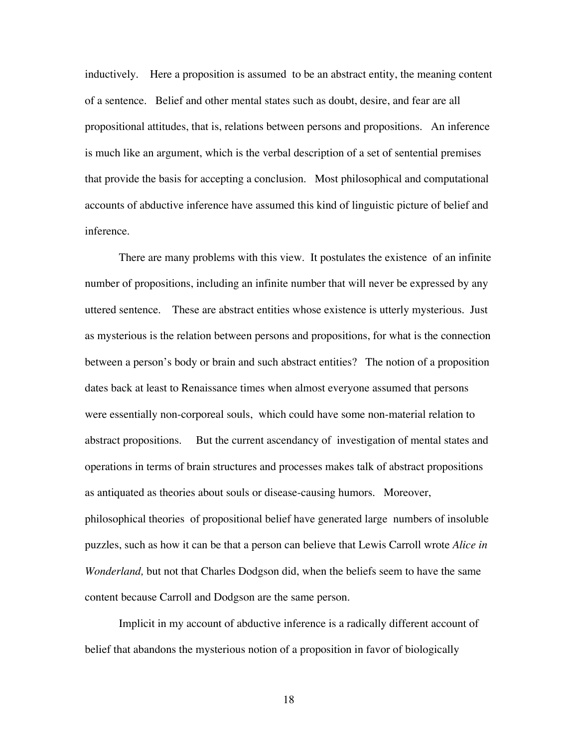inductively. Here a proposition is assumed to be an abstract entity, the meaning content of a sentence. Belief and other mental states such as doubt, desire, and fear are all propositional attitudes, that is, relations between persons and propositions. An inference is much like an argument, which is the verbal description of a set of sentential premises that provide the basis for accepting a conclusion. Most philosophical and computational accounts of abductive inference have assumed this kind of linguistic picture of belief and inference.

There are many problems with this view. It postulates the existence of an infinite number of propositions, including an infinite number that will never be expressed by any uttered sentence. These are abstract entities whose existence is utterly mysterious. Just as mysterious is the relation between persons and propositions, for what is the connection between a person's body or brain and such abstract entities? The notion of a proposition dates back at least to Renaissance times when almost everyone assumed that persons were essentially non-corporeal souls, which could have some non-material relation to abstract propositions. But the current ascendancy of investigation of mental states and operations in terms of brain structures and processes makes talk of abstract propositions as antiquated as theories about souls or disease-causing humors. Moreover, philosophical theories of propositional belief have generated large numbers of insoluble puzzles, such as how it can be that a person can believe that Lewis Carroll wrote *Alice in Wonderland,* but not that Charles Dodgson did, when the beliefs seem to have the same content because Carroll and Dodgson are the same person.

Implicit in my account of abductive inference is a radically different account of belief that abandons the mysterious notion of a proposition in favor of biologically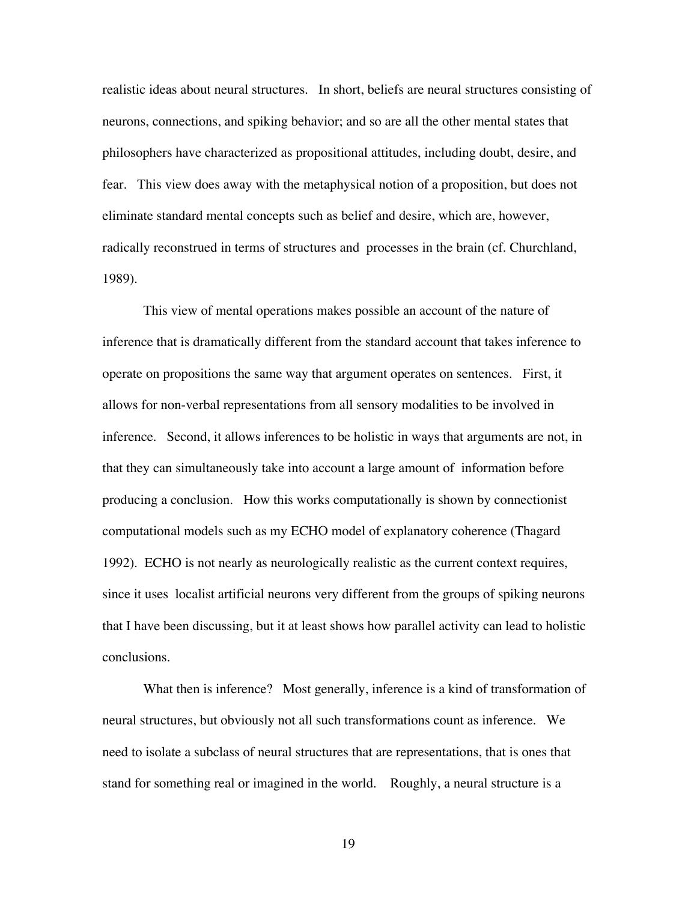realistic ideas about neural structures. In short, beliefs are neural structures consisting of neurons, connections, and spiking behavior; and so are all the other mental states that philosophers have characterized as propositional attitudes, including doubt, desire, and fear. This view does away with the metaphysical notion of a proposition, but does not eliminate standard mental concepts such as belief and desire, which are, however, radically reconstrued in terms of structures and processes in the brain (cf. Churchland, 1989).

This view of mental operations makes possible an account of the nature of inference that is dramatically different from the standard account that takes inference to operate on propositions the same way that argument operates on sentences. First, it allows for non-verbal representations from all sensory modalities to be involved in inference. Second, it allows inferences to be holistic in ways that arguments are not, in that they can simultaneously take into account a large amount of information before producing a conclusion. How this works computationally is shown by connectionist computational models such as my ECHO model of explanatory coherence (Thagard 1992). ECHO is not nearly as neurologically realistic as the current context requires, since it uses localist artificial neurons very different from the groups of spiking neurons that I have been discussing, but it at least shows how parallel activity can lead to holistic conclusions.

What then is inference? Most generally, inference is a kind of transformation of neural structures, but obviously not all such transformations count as inference. We need to isolate a subclass of neural structures that are representations, that is ones that stand for something real or imagined in the world. Roughly, a neural structure is a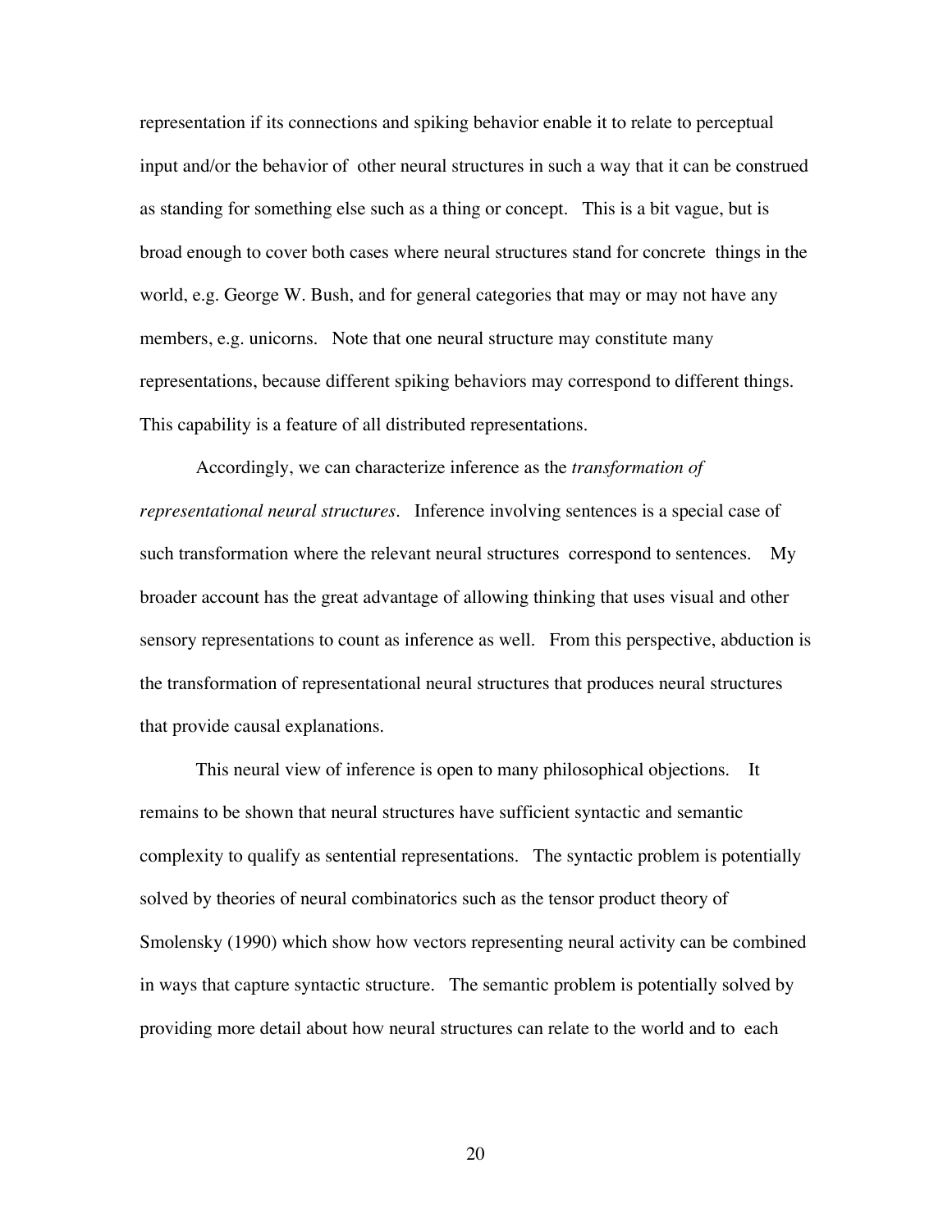representation if its connections and spiking behavior enable it to relate to perceptual input and/or the behavior of other neural structures in such a way that it can be construed as standing for something else such as a thing or concept. This is a bit vague, but is broad enough to cover both cases where neural structures stand for concrete things in the world, e.g. George W. Bush, and for general categories that may or may not have any members, e.g. unicorns. Note that one neural structure may constitute many representations, because different spiking behaviors may correspond to different things. This capability is a feature of all distributed representations.

Accordingly, we can characterize inference as the *transformation of representational neural structures*. Inference involving sentences is a special case of such transformation where the relevant neural structures correspond to sentences. My broader account has the great advantage of allowing thinking that uses visual and other sensory representations to count as inference as well. From this perspective, abduction is the transformation of representational neural structures that produces neural structures that provide causal explanations.

This neural view of inference is open to many philosophical objections. It remains to be shown that neural structures have sufficient syntactic and semantic complexity to qualify as sentential representations. The syntactic problem is potentially solved by theories of neural combinatorics such as the tensor product theory of Smolensky (1990) which show how vectors representing neural activity can be combined in ways that capture syntactic structure. The semantic problem is potentially solved by providing more detail about how neural structures can relate to the world and to each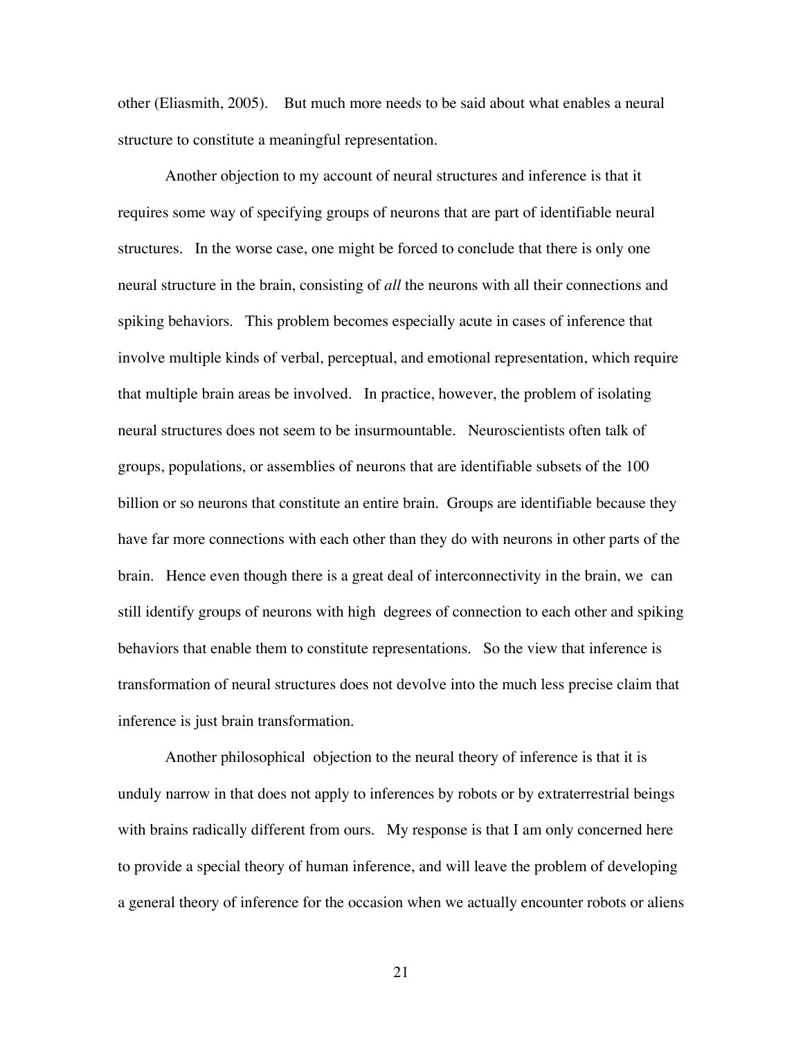other (Eliasmith, 2005). But much more needs to be said about what enables a neural structure to constitute a meaningful representation.

Another objection to my account of neural structures and inference is that it requires some way of specifying groups of neurons that are part of identifiable neural structures. In the worse case, one might be forced to conclude that there is only one neural structure in the brain, consisting of *all* the neurons with all their connections and spiking behaviors. This problem becomes especially acute in cases of inference that involve multiple kinds of verbal, perceptual, and emotional representation, which require that multiple brain areas be involved. In practice, however, the problem of isolating neural structures does not seem to be insurmountable. Neuroscientists often talk of groups, populations, or assemblies of neurons that are identifiable subsets of the 100 billion or so neurons that constitute an entire brain. Groups are identifiable because they have far more connections with each other than they do with neurons in other parts of the brain. Hence even though there is a great deal of interconnectivity in the brain, we can still identify groups of neurons with high degrees of connection to each other and spiking behaviors that enable them to constitute representations. So the view that inference is transformation of neural structures does not devolve into the much less precise claim that inference is just brain transformation.

Another philosophical objection to the neural theory of inference is that it is unduly narrow in that does not apply to inferences by robots or by extraterrestrial beings with brains radically different from ours. My response is that I am only concerned here to provide a special theory of human inference, and will leave the problem of developing a general theory of inference for the occasion when we actually encounter robots or aliens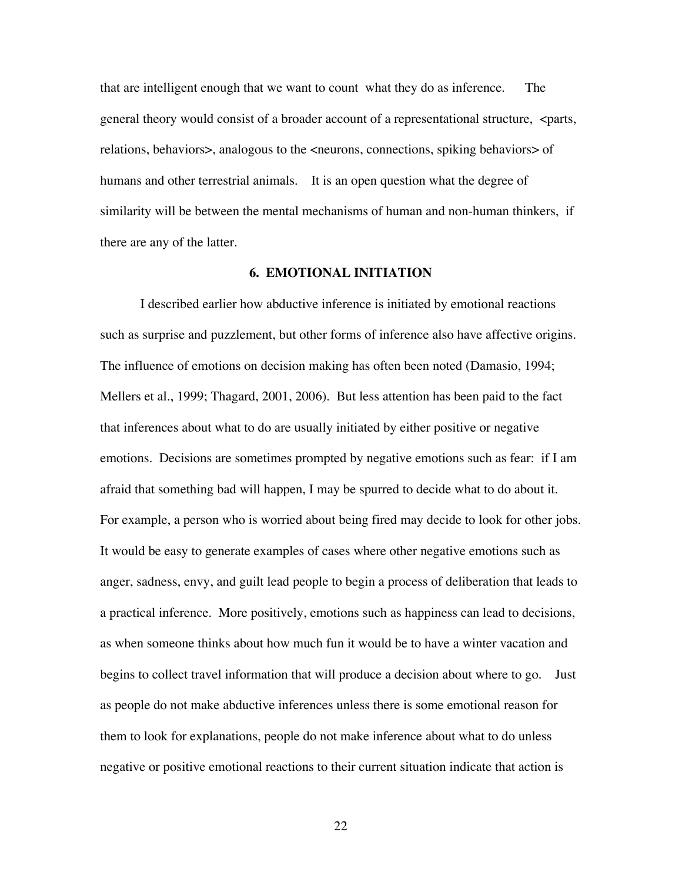that are intelligent enough that we want to count what they do as inference. The general theory would consist of a broader account of a representational structure, <parts, relations, behaviors>, analogous to the <neurons, connections, spiking behaviors> of humans and other terrestrial animals. It is an open question what the degree of similarity will be between the mental mechanisms of human and non-human thinkers, if there are any of the latter.

## 6. EMOTIONAL INITIATION

I described earlier how abductive inference is initiated by emotional reactions such as surprise and puzzlement, but other forms of inference also have affective origins. The influence of emotions on decision making has often been noted (Damasio, 1994; Mellers et al., 1999; Thagard, 2001, 2006). But less attention has been paid to the fact that inferences about what to do are usually initiated by either positive or negative emotions. Decisions are sometimes prompted by negative emotions such as fear: if I am afraid that something bad will happen, I may be spurred to decide what to do about it. For example, a person who is worried about being fired may decide to look for other jobs. It would be easy to generate examples of cases where other negative emotions such as anger, sadness, envy, and guilt lead people to begin a process of deliberation that leads to a practical inference. More positively, emotions such as happiness can lead to decisions, as when someone thinks about how much fun it would be to have a winter vacation and begins to collect travel information that will produce a decision about where to go. Just as people do not make abductive inferences unless there is some emotional reason for them to look for explanations, people do not make inference about what to do unless negative or positive emotional reactions to their current situation indicate that action is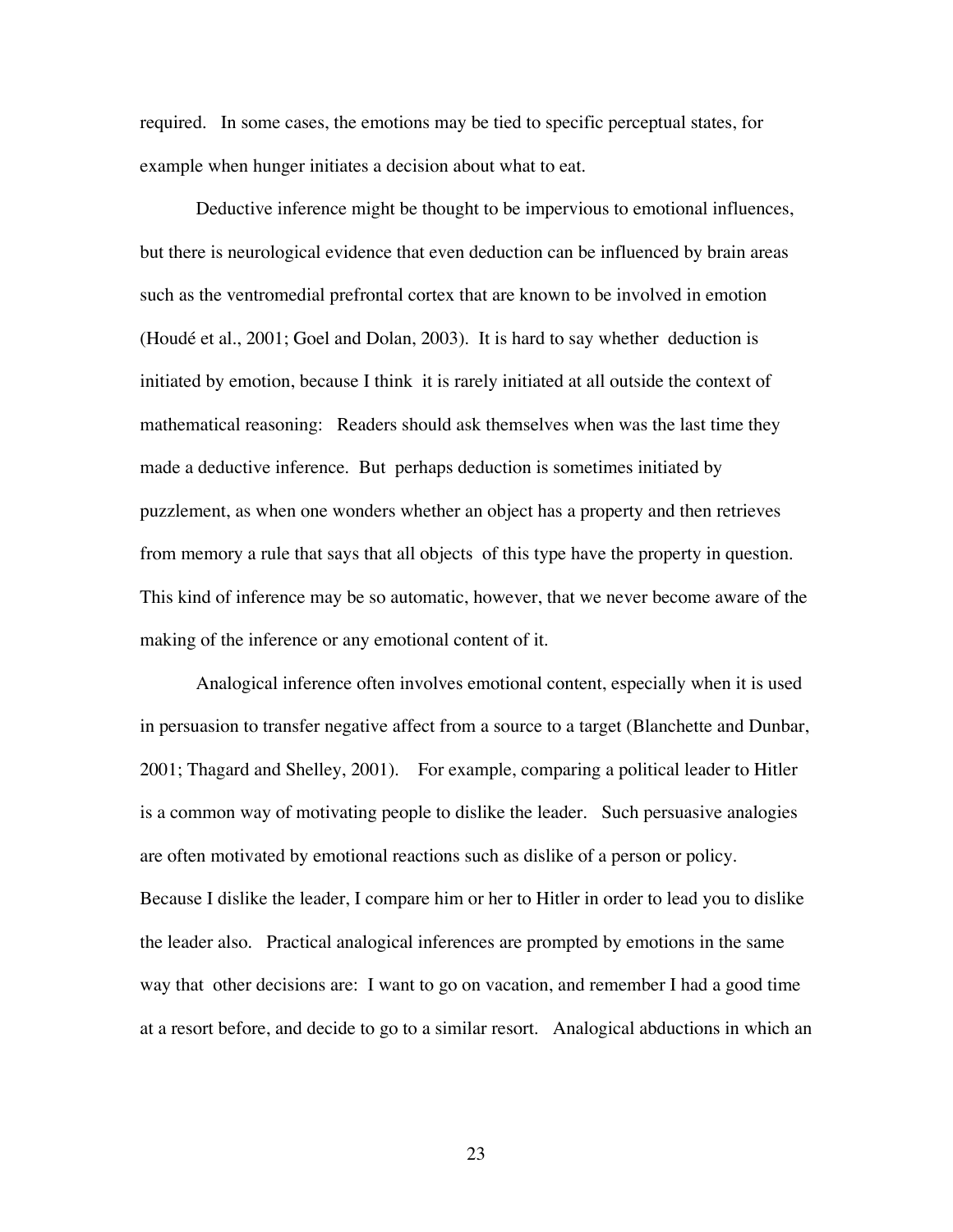required. In some cases, the emotions may be tied to specific perceptual states, for example when hunger initiates a decision about what to eat.

Deductive inference might be thought to be impervious to emotional influences, but there is neurological evidence that even deduction can be influenced by brain areas such as the ventromedial prefrontal cortex that are known to be involved in emotion (Houdé et al., 2001; Goel and Dolan, 2003). It is hard to say whether deduction is initiated by emotion, because I think it is rarely initiated at all outside the context of mathematical reasoning: Readers should ask themselves when was the last time they made a deductive inference. But perhaps deduction is sometimes initiated by puzzlement, as when one wonders whether an object has a property and then retrieves from memory a rule that says that all objects of this type have the property in question. This kind of inference may be so automatic, however, that we never become aware of the making of the inference or any emotional content of it.

Analogical inference often involves emotional content, especially when it is used in persuasion to transfer negative affect from a source to a target (Blanchette and Dunbar, 2001; Thagard and Shelley, 2001). For example, comparing a political leader to Hitler is a common way of motivating people to dislike the leader. Such persuasive analogies are often motivated by emotional reactions such as dislike of a person or policy. Because I dislike the leader, I compare him or her to Hitler in order to lead you to dislike the leader also. Practical analogical inferences are prompted by emotions in the same way that other decisions are: I want to go on vacation, and remember I had a good time at a resort before, and decide to go to a similar resort. Analogical abductions in which an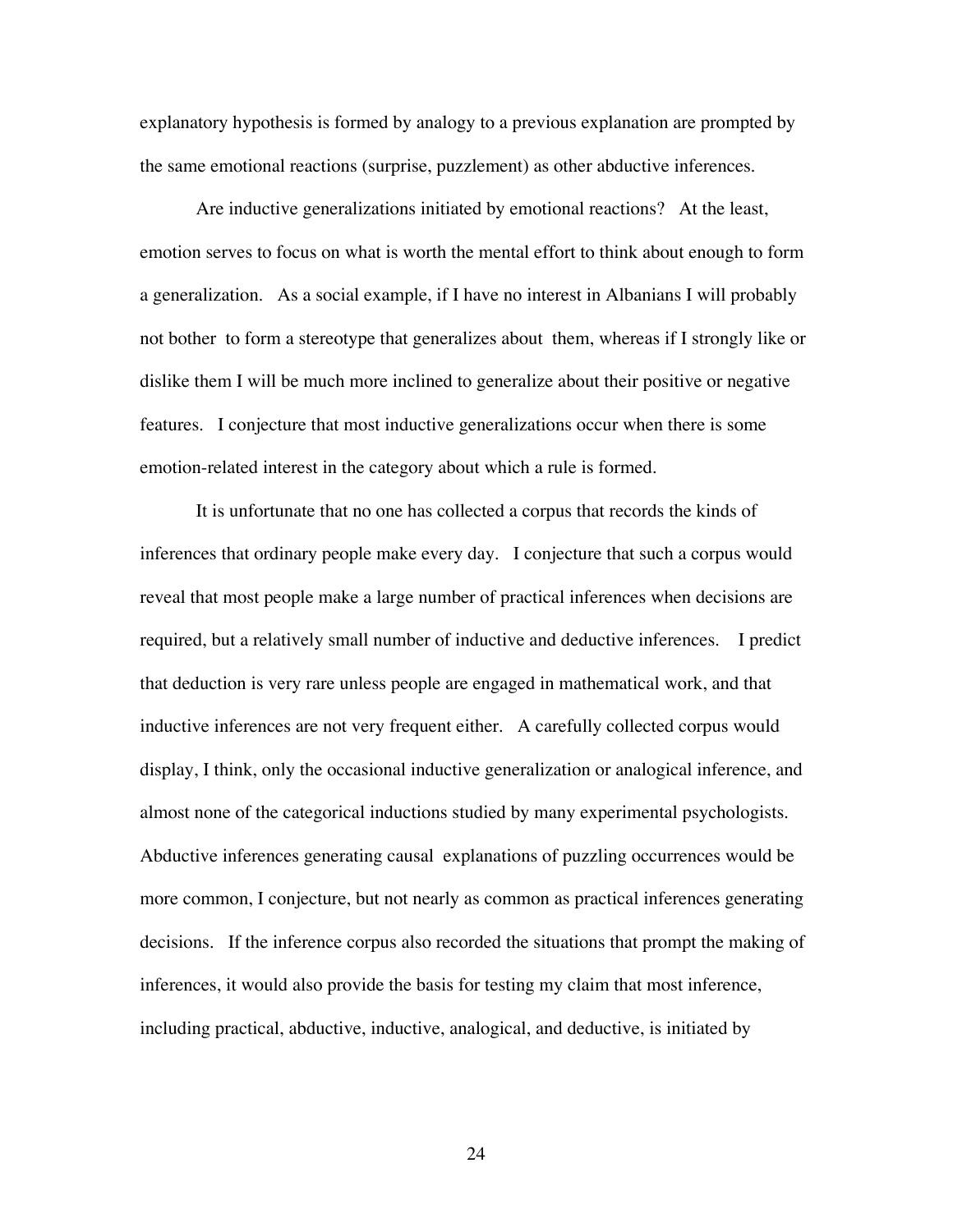explanatory hypothesis is formed by analogy to a previous explanation are prompted by the same emotional reactions (surprise, puzzlement) as other abductive inferences.

Are inductive generalizations initiated by emotional reactions? At the least, emotion serves to focus on what is worth the mental effort to think about enough to form a generalization. As a social example, if I have no interest in Albanians I will probably not bother to form a stereotype that generalizes about them, whereas if I strongly like or dislike them I will be much more inclined to generalize about their positive or negative features. I conjecture that most inductive generalizations occur when there is some emotion-related interest in the category about which a rule is formed.

It is unfortunate that no one has collected a corpus that records the kinds of inferences that ordinary people make every day. I conjecture that such a corpus would reveal that most people make a large number of practical inferences when decisions are required, but a relatively small number of inductive and deductive inferences. I predict that deduction is very rare unless people are engaged in mathematical work, and that inductive inferences are not very frequent either. A carefully collected corpus would display, I think, only the occasional inductive generalization or analogical inference, and almost none of the categorical inductions studied by many experimental psychologists. Abductive inferences generating causal explanations of puzzling occurrences would be more common, I conjecture, but not nearly as common as practical inferences generating decisions. If the inference corpus also recorded the situations that prompt the making of inferences, it would also provide the basis for testing my claim that most inference, including practical, abductive, inductive, analogical, and deductive, is initiated by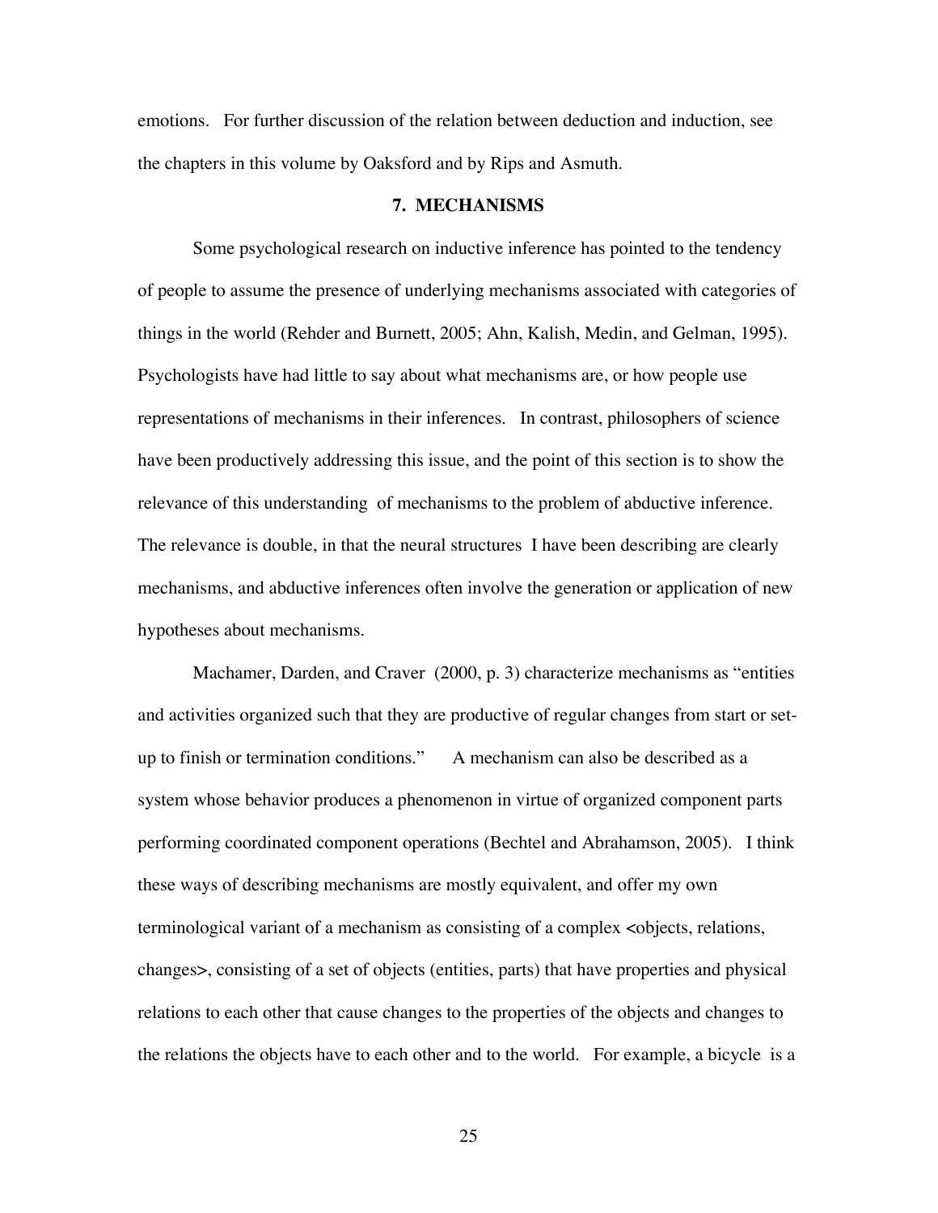emotions. For further discussion of the relation between deduction and induction, see the chapters in this volume by Oaksford and by Rips and Asmuth.

## 7. MECHANISMS

Some psychological research on inductive inference has pointed to the tendency of people to assume the presence of underlying mechanisms associated with categories of things in the world (Rehder and Burnett, 2005; Ahn, Kalish, Medin, and Gelman, 1995). Psychologists have had little to say about what mechanisms are, or how people use representations of mechanisms in their inferences. In contrast, philosophers of science have been productively addressing this issue, and the point of this section is to show the relevance of this understanding of mechanisms to the problem of abductive inference. The relevance is double, in that the neural structures I have been describing are clearly mechanisms, and abductive inferences often involve the generation or application of new hypotheses about mechanisms.

Machamer, Darden, and Craver (2000, p. 3) characterize mechanisms as "entities and activities organized such that they are productive of regular changes from start or set-up to finish or termination conditions." A mechanism can also be described as a system whose behavior produces a phenomenon in virtue of organized component parts performing coordinated component operations (Bechtel and Abrahamson, 2005). I think these ways of describing mechanisms are mostly equivalent, and offer my own terminological variant of a mechanism as consisting of a complex <objects, relations, changes>, consisting of a set of objects (entities, parts) that have properties and physical relations to each other that cause changes to the properties of the objects and changes to the relations the objects have to each other and to the world. For example, a bicycle is a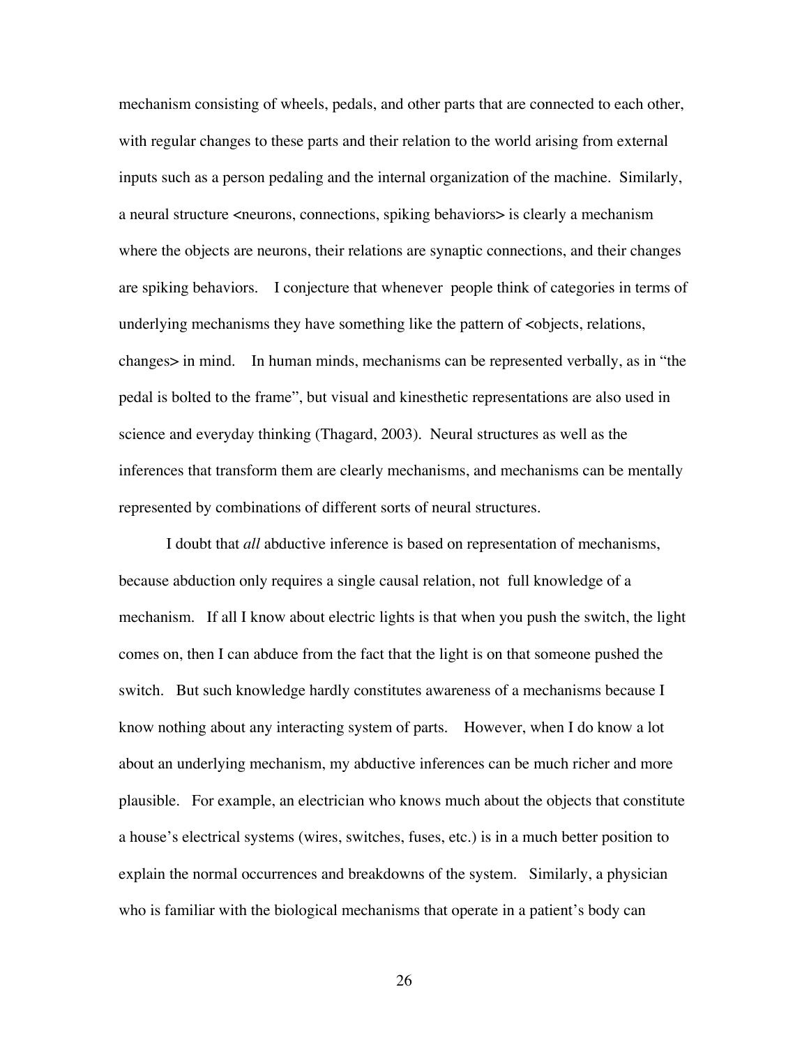mechanism consisting of wheels, pedals, and other parts that are connected to each other, with regular changes to these parts and their relation to the world arising from external inputs such as a person pedaling and the internal organization of the machine. Similarly, a neural structure <neurons, connections, spiking behaviors> is clearly a mechanism where the objects are neurons, their relations are synaptic connections, and their changes are spiking behaviors. I conjecture that whenever people think of categories in terms of underlying mechanisms they have something like the pattern of <objects, relations, changes> in mind. In human minds, mechanisms can be represented verbally, as in "the pedal is bolted to the frame", but visual and kinesthetic representations are also used in science and everyday thinking (Thagard, 2003). Neural structures as well as the inferences that transform them are clearly mechanisms, and mechanisms can be mentally represented by combinations of different sorts of neural structures.

I doubt that *all* abductive inference is based on representation of mechanisms, because abduction only requires a single causal relation, not full knowledge of a mechanism. If all I know about electric lights is that when you push the switch, the light comes on, then I can abduce from the fact that the light is on that someone pushed the switch. But such knowledge hardly constitutes awareness of a mechanisms because I know nothing about any interacting system of parts. However, when I do know a lot about an underlying mechanism, my abductive inferences can be much richer and more plausible. For example, an electrician who knows much about the objects that constitute a house's electrical systems (wires, switches, fuses, etc.) is in a much better position to explain the normal occurrences and breakdowns of the system. Similarly, a physician who is familiar with the biological mechanisms that operate in a patient's body can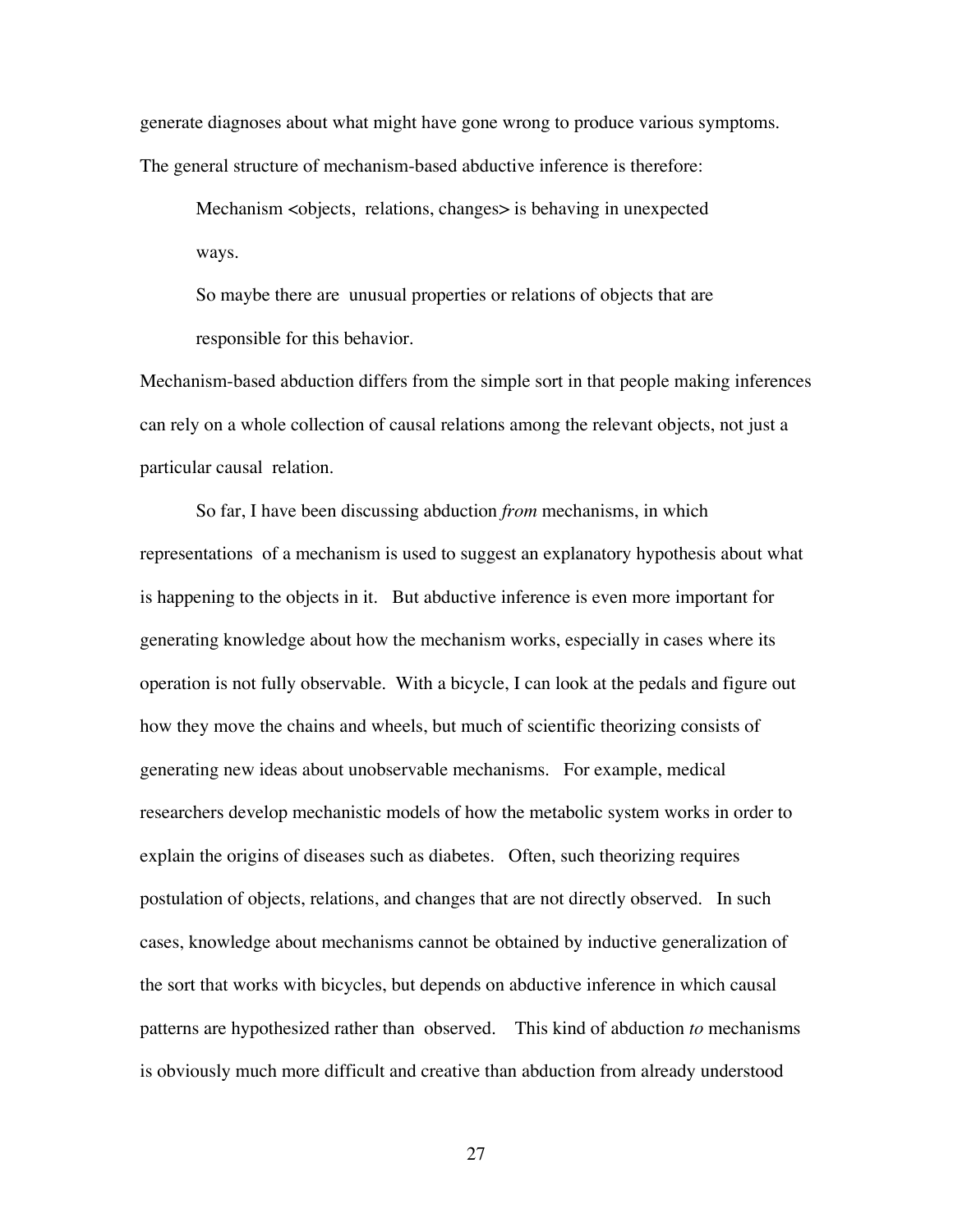generate diagnoses about what might have gone wrong to produce various symptoms. The general structure of mechanism-based abductive inference is therefore:

> Mechanism <objects, relations, changes> is behaving in unexpected ways.
>
> So maybe there are unusual properties or relations of objects that are responsible for this behavior.

Mechanism-based abduction differs from the simple sort in that people making inferences can rely on a whole collection of causal relations among the relevant objects, not just a particular causal relation.

So far, I have been discussing abduction *from* mechanisms, in which representations of a mechanism is used to suggest an explanatory hypothesis about what is happening to the objects in it. But abductive inference is even more important for generating knowledge about how the mechanism works, especially in cases where its operation is not fully observable. With a bicycle, I can look at the pedals and figure out how they move the chains and wheels, but much of scientific theorizing consists of generating new ideas about unobservable mechanisms. For example, medical researchers develop mechanistic models of how the metabolic system works in order to explain the origins of diseases such as diabetes. Often, such theorizing requires postulation of objects, relations, and changes that are not directly observed. In such cases, knowledge about mechanisms cannot be obtained by inductive generalization of the sort that works with bicycles, but depends on abductive inference in which causal patterns are hypothesized rather than observed. This kind of abduction *to* mechanisms is obviously much more difficult and creative than abduction from already understood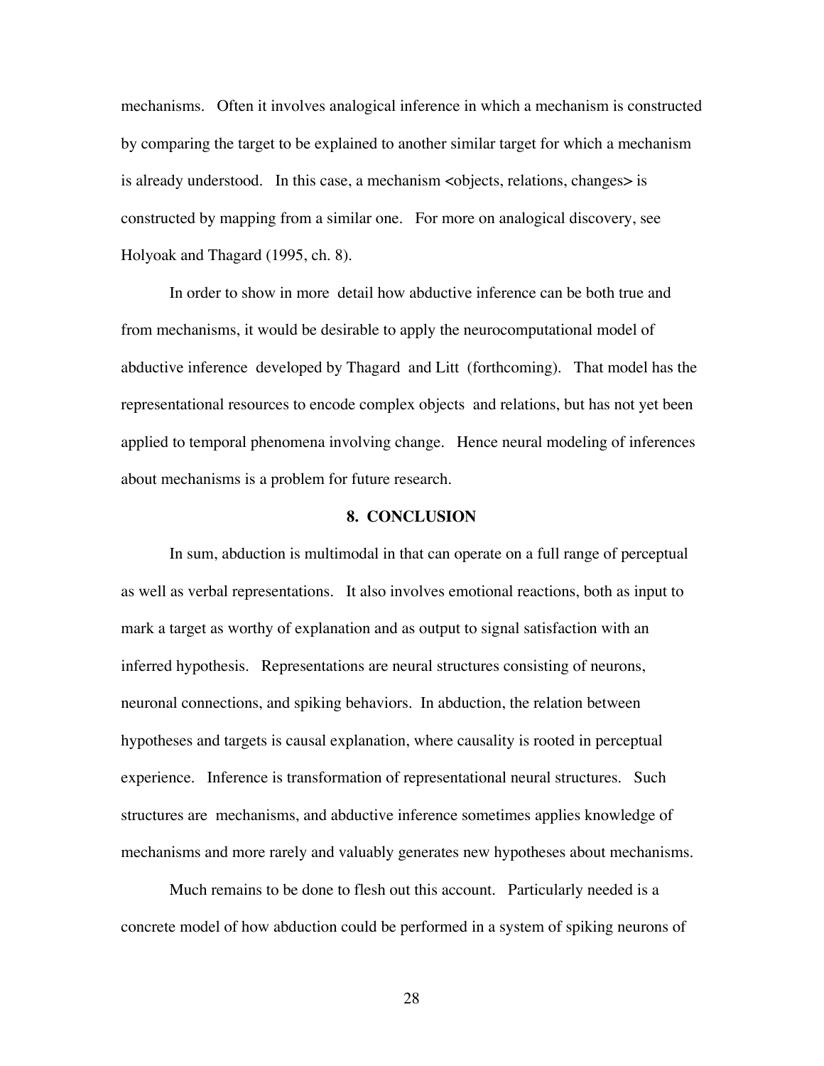mechanisms. Often it involves analogical inference in which a mechanism is constructed by comparing the target to be explained to another similar target for which a mechanism is already understood. In this case, a mechanism <objects, relations, changes> is constructed by mapping from a similar one. For more on analogical discovery, see Holyoak and Thagard (1995, ch. 8).

In order to show in more detail how abductive inference can be both true and from mechanisms, it would be desirable to apply the neurocomputational model of abductive inference developed by Thagard and Litt (forthcoming). That model has the representational resources to encode complex objects and relations, but has not yet been applied to temporal phenomena involving change. Hence neural modeling of inferences about mechanisms is a problem for future research.

## 8. CONCLUSION

In sum, abduction is multimodal in that can operate on a full range of perceptual as well as verbal representations. It also involves emotional reactions, both as input to mark a target as worthy of explanation and as output to signal satisfaction with an inferred hypothesis. Representations are neural structures consisting of neurons, neuronal connections, and spiking behaviors. In abduction, the relation between hypotheses and targets is causal explanation, where causality is rooted in perceptual experience. Inference is transformation of representational neural structures. Such structures are mechanisms, and abductive inference sometimes applies knowledge of mechanisms and more rarely and valuably generates new hypotheses about mechanisms.

Much remains to be done to flesh out this account. Particularly needed is a concrete model of how abduction could be performed in a system of spiking neurons of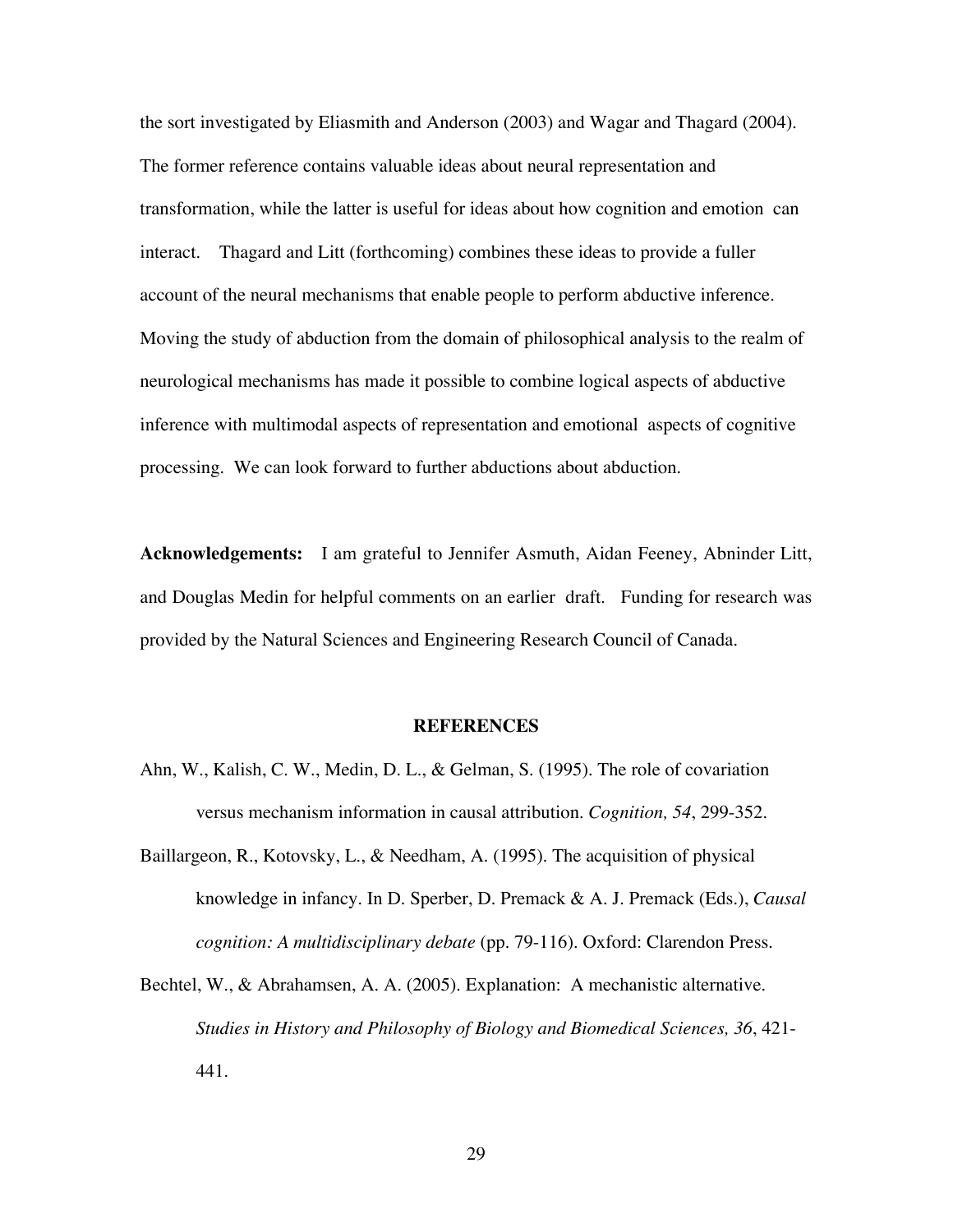the sort investigated by Eliasmith and Anderson (2003) and Wagar and Thagard (2004). The former reference contains valuable ideas about neural representation and transformation, while the latter is useful for ideas about how cognition and emotion can interact. Thagard and Litt (forthcoming) combines these ideas to provide a fuller account of the neural mechanisms that enable people to perform abductive inference. Moving the study of abduction from the domain of philosophical analysis to the realm of neurological mechanisms has made it possible to combine logical aspects of abductive inference with multimodal aspects of representation and emotional aspects of cognitive processing. We can look forward to further abductions about abduction.

**Acknowledgements:** I am grateful to Jennifer Asmuth, Aidan Feeney, Abninder Litt, and Douglas Medin for helpful comments on an earlier draft. Funding for research was provided by the Natural Sciences and Engineering Research Council of Canada.

## REFERENCES

Ahn, W., Kalish, C. W., Medin, D. L., & Gelman, S. (1995). The role of covariation versus mechanism information in causal attribution. *Cognition, 54*, 299-352.

Baillargeon, R., Kotovsky, L., & Needham, A. (1995). The acquisition of physical knowledge in infancy. In D. Sperber, D. Premack & A. J. Premack (Eds.), *Causal cognition: A multidisciplinary debate* (pp. 79-116). Oxford: Clarendon Press.

Bechtel, W., & Abrahamsen, A. A. (2005). Explanation: A mechanistic alternative. *Studies in History and Philosophy of Biology and Biomedical Sciences, 36*, 421-441.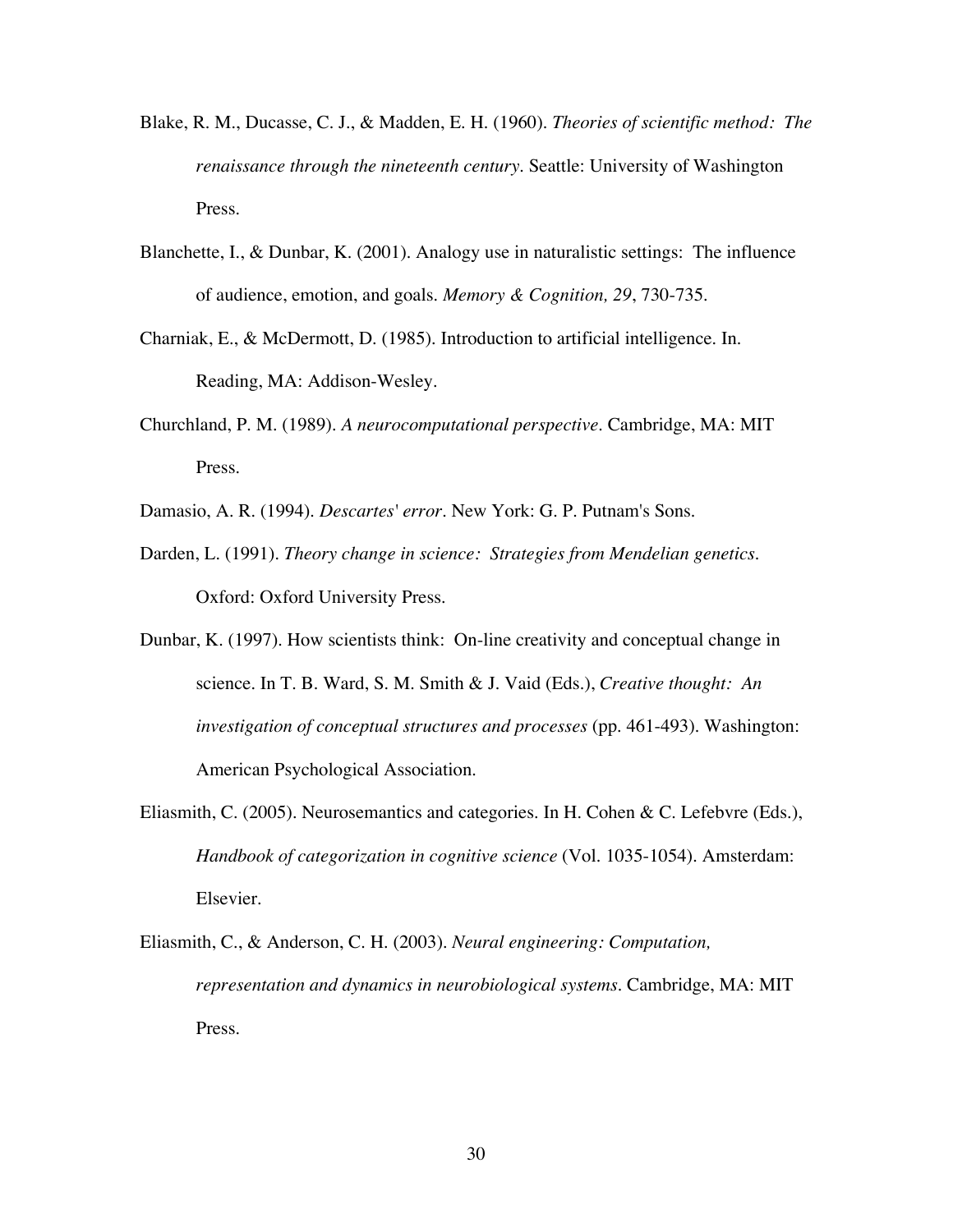Blake, R. M., Ducasse, C. J., & Madden, E. H. (1960). *Theories of scientific method: The renaissance through the nineteenth century*. Seattle: University of Washington Press.

Blanchette, I., & Dunbar, K. (2001). Analogy use in naturalistic settings: The influence of audience, emotion, and goals. *Memory & Cognition, 29*, 730-735.

Charniak, E., & McDermott, D. (1985). Introduction to artificial intelligence. In. Reading, MA: Addison-Wesley.

Churchland, P. M. (1989). *A neurocomputational perspective*. Cambridge, MA: MIT Press.

Damasio, A. R. (1994). *Descartes' error*. New York: G. P. Putnam's Sons.

Darden, L. (1991). *Theory change in science: Strategies from Mendelian genetics*. Oxford: Oxford University Press.

Dunbar, K. (1997). How scientists think: On-line creativity and conceptual change in science. In T. B. Ward, S. M. Smith & J. Vaid (Eds.), *Creative thought: An investigation of conceptual structures and processes* (pp. 461-493). Washington: American Psychological Association.

Eliasmith, C. (2005). Neurosemantics and categories. In H. Cohen & C. Lefebvre (Eds.), *Handbook of categorization in cognitive science* (Vol. 1035-1054). Amsterdam: Elsevier.

Eliasmith, C., & Anderson, C. H. (2003). *Neural engineering: Computation, representation and dynamics in neurobiological systems*. Cambridge, MA: MIT Press.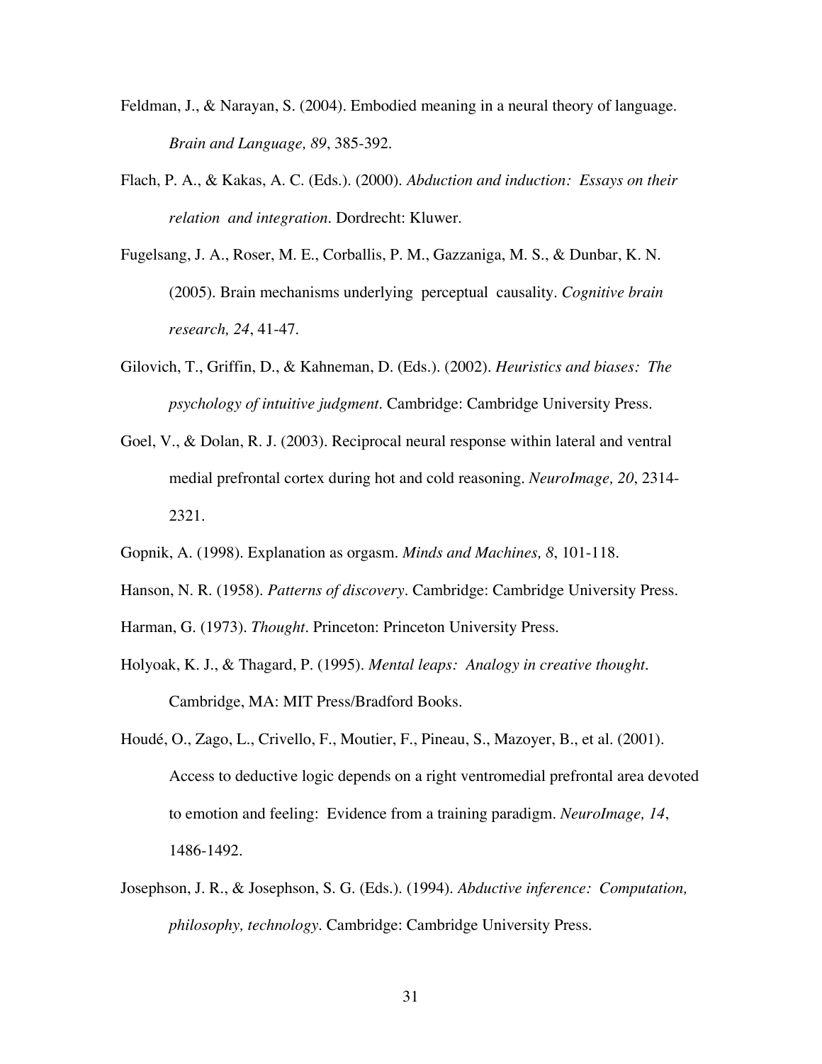Feldman, J., & Narayan, S. (2004). Embodied meaning in a neural theory of language. *Brain and Language, 89*, 385-392.

Flach, P. A., & Kakas, A. C. (Eds.). (2000). *Abduction and induction: Essays on their relation and integration*. Dordrecht: Kluwer.

Fugelsang, J. A., Roser, M. E., Corballis, P. M., Gazzaniga, M. S., & Dunbar, K. N. (2005). Brain mechanisms underlying perceptual causality. *Cognitive brain research, 24*, 41-47.

Gilovich, T., Griffin, D., & Kahneman, D. (Eds.). (2002). *Heuristics and biases: The psychology of intuitive judgment*. Cambridge: Cambridge University Press.

Goel, V., & Dolan, R. J. (2003). Reciprocal neural response within lateral and ventral medial prefrontal cortex during hot and cold reasoning. *NeuroImage, 20*, 2314-2321.

Gopnik, A. (1998). Explanation as orgasm. *Minds and Machines, 8*, 101-118.

Hanson, N. R. (1958). *Patterns of discovery*. Cambridge: Cambridge University Press.

Harman, G. (1973). *Thought*. Princeton: Princeton University Press.

Holyoak, K. J., & Thagard, P. (1995). *Mental leaps: Analogy in creative thought*. Cambridge, MA: MIT Press/Bradford Books.

Houdé, O., Zago, L., Crivello, F., Moutier, F., Pineau, S., Mazoyer, B., et al. (2001). Access to deductive logic depends on a right ventromedial prefrontal area devoted to emotion and feeling: Evidence from a training paradigm. *NeuroImage, 14*, 1486-1492.

Josephson, J. R., & Josephson, S. G. (Eds.). (1994). *Abductive inference: Computation, philosophy, technology*. Cambridge: Cambridge University Press.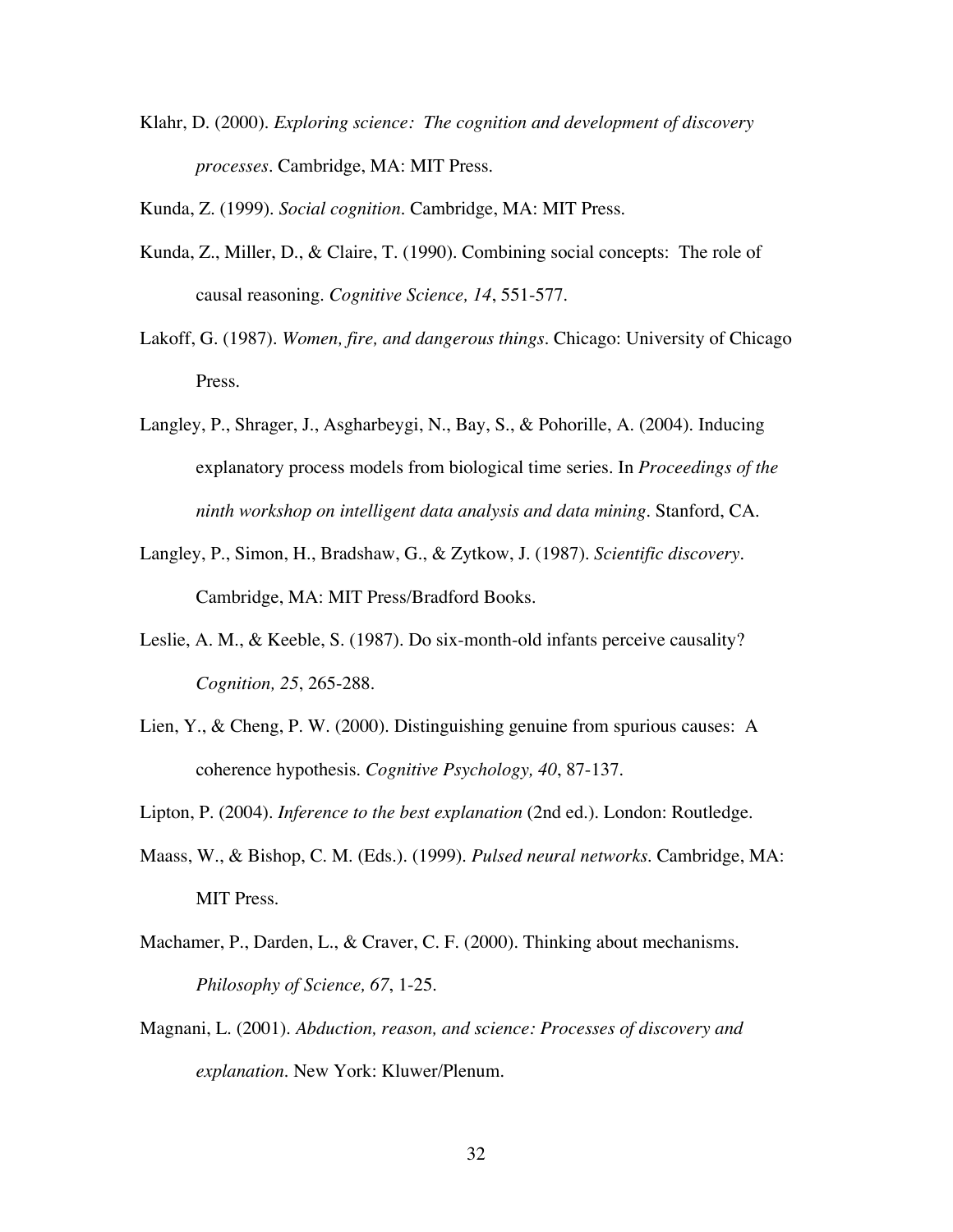Klahr, D. (2000). *Exploring science: The cognition and development of discovery processes*. Cambridge, MA: MIT Press.

Kunda, Z. (1999). *Social cognition*. Cambridge, MA: MIT Press.

Kunda, Z., Miller, D., & Claire, T. (1990). Combining social concepts: The role of causal reasoning. *Cognitive Science, 14*, 551-577.

Lakoff, G. (1987). *Women, fire, and dangerous things*. Chicago: University of Chicago Press.

Langley, P., Shrager, J., Asgharbeygi, N., Bay, S., & Pohorille, A. (2004). Inducing explanatory process models from biological time series. In *Proceedings of the ninth workshop on intelligent data analysis and data mining*. Stanford, CA.

Langley, P., Simon, H., Bradshaw, G., & Zytkow, J. (1987). *Scientific discovery*. Cambridge, MA: MIT Press/Bradford Books.

Leslie, A. M., & Keeble, S. (1987). Do six-month-old infants perceive causality? *Cognition, 25*, 265-288.

Lien, Y., & Cheng, P. W. (2000). Distinguishing genuine from spurious causes: A coherence hypothesis. *Cognitive Psychology, 40*, 87-137.

Lipton, P. (2004). *Inference to the best explanation* (2nd ed.). London: Routledge.

Maass, W., & Bishop, C. M. (Eds.). (1999). *Pulsed neural networks*. Cambridge, MA: MIT Press.

Machamer, P., Darden, L., & Craver, C. F. (2000). Thinking about mechanisms. *Philosophy of Science, 67*, 1-25.

Magnani, L. (2001). *Abduction, reason, and science: Processes of discovery and explanation*. New York: Kluwer/Plenum.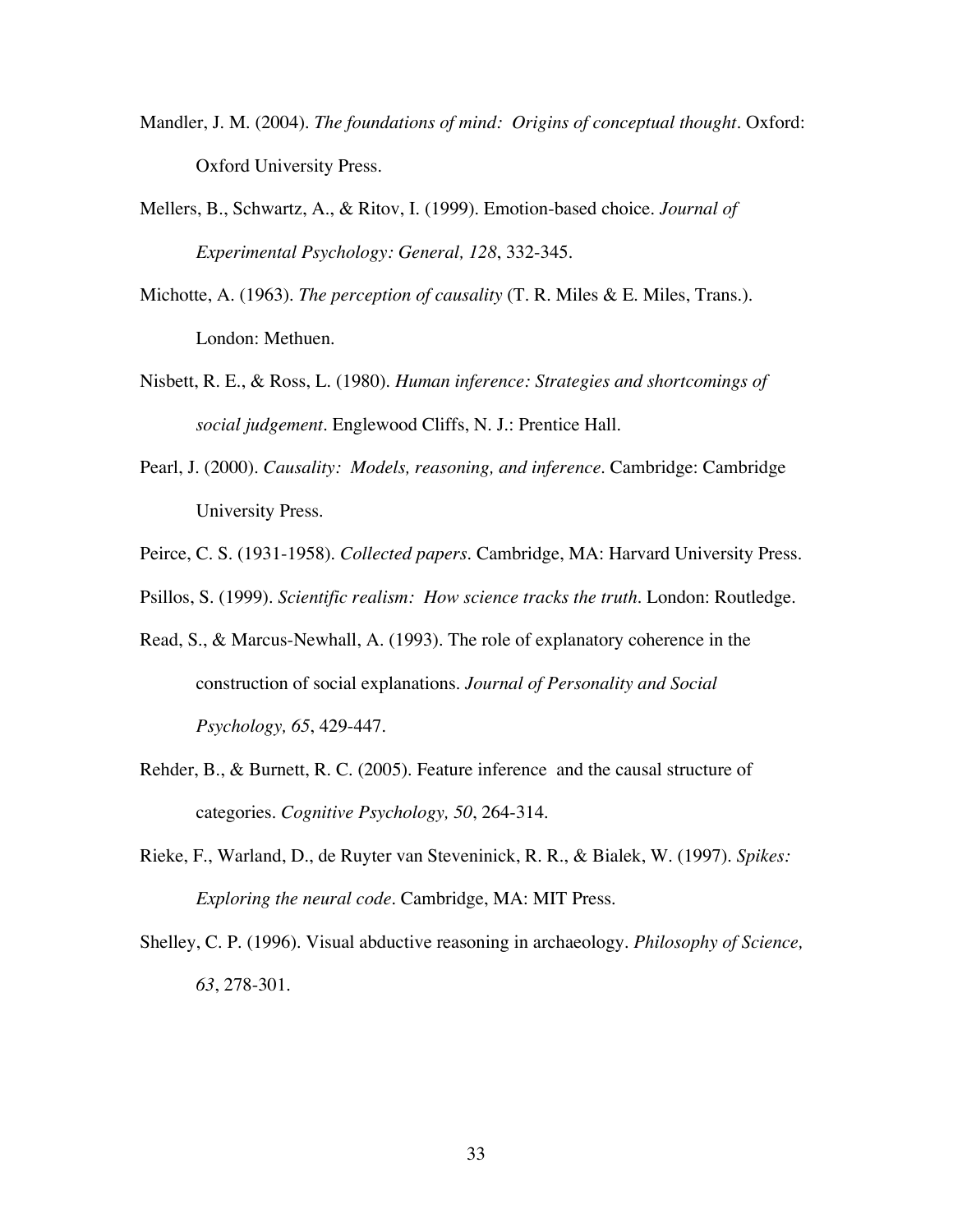Mandler, J. M. (2004). *The foundations of mind: Origins of conceptual thought*. Oxford: Oxford University Press.

Mellers, B., Schwartz, A., & Ritov, I. (1999). Emotion-based choice. *Journal of Experimental Psychology: General, 128*, 332-345.

Michotte, A. (1963). *The perception of causality* (T. R. Miles & E. Miles, Trans.). London: Methuen.

Nisbett, R. E., & Ross, L. (1980). *Human inference: Strategies and shortcomings of social judgement*. Englewood Cliffs, N. J.: Prentice Hall.

Pearl, J. (2000). *Causality: Models, reasoning, and inference*. Cambridge: Cambridge University Press.

Peirce, C. S. (1931-1958). *Collected papers*. Cambridge, MA: Harvard University Press.

Psillos, S. (1999). *Scientific realism: How science tracks the truth*. London: Routledge.

Read, S., & Marcus-Newhall, A. (1993). The role of explanatory coherence in the construction of social explanations. *Journal of Personality and Social Psychology, 65*, 429-447.

Rehder, B., & Burnett, R. C. (2005). Feature inference and the causal structure of categories. *Cognitive Psychology, 50*, 264-314.

Rieke, F., Warland, D., de Ruyter van Steveninick, R. R., & Bialek, W. (1997). *Spikes: Exploring the neural code*. Cambridge, MA: MIT Press.

Shelley, C. P. (1996). Visual abductive reasoning in archaeology. *Philosophy of Science, 63*, 278-301.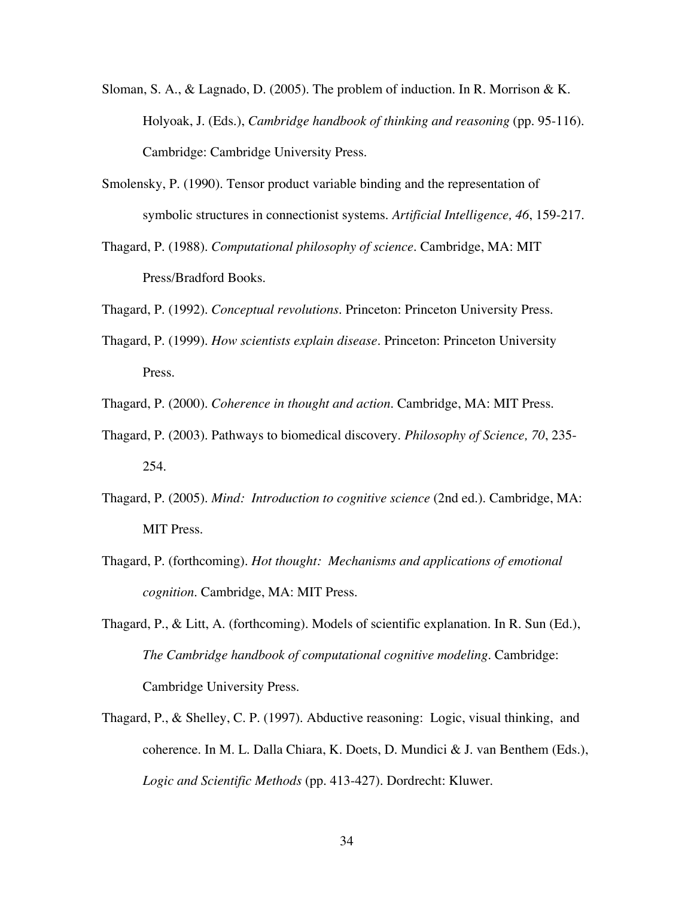Sloman, S. A., & Lagnado, D. (2005). The problem of induction. In R. Morrison & K. Holyoak, J. (Eds.), *Cambridge handbook of thinking and reasoning* (pp. 95-116). Cambridge: Cambridge University Press.

Smolensky, P. (1990). Tensor product variable binding and the representation of symbolic structures in connectionist systems. *Artificial Intelligence, 46*, 159-217.

Thagard, P. (1988). *Computational philosophy of science*. Cambridge, MA: MIT Press/Bradford Books.

Thagard, P. (1992). *Conceptual revolutions*. Princeton: Princeton University Press.

Thagard, P. (1999). *How scientists explain disease*. Princeton: Princeton University Press.

Thagard, P. (2000). *Coherence in thought and action*. Cambridge, MA: MIT Press.

Thagard, P. (2003). Pathways to biomedical discovery. *Philosophy of Science, 70*, 235-254.

Thagard, P. (2005). *Mind: Introduction to cognitive science* (2nd ed.). Cambridge, MA: MIT Press.

Thagard, P. (forthcoming). *Hot thought: Mechanisms and applications of emotional cognition*. Cambridge, MA: MIT Press.

Thagard, P., & Litt, A. (forthcoming). Models of scientific explanation. In R. Sun (Ed.), *The Cambridge handbook of computational cognitive modeling*. Cambridge: Cambridge University Press.

Thagard, P., & Shelley, C. P. (1997). Abductive reasoning: Logic, visual thinking, and coherence. In M. L. Dalla Chiara, K. Doets, D. Mundici & J. van Benthem (Eds.), *Logic and Scientific Methods* (pp. 413-427). Dordrecht: Kluwer.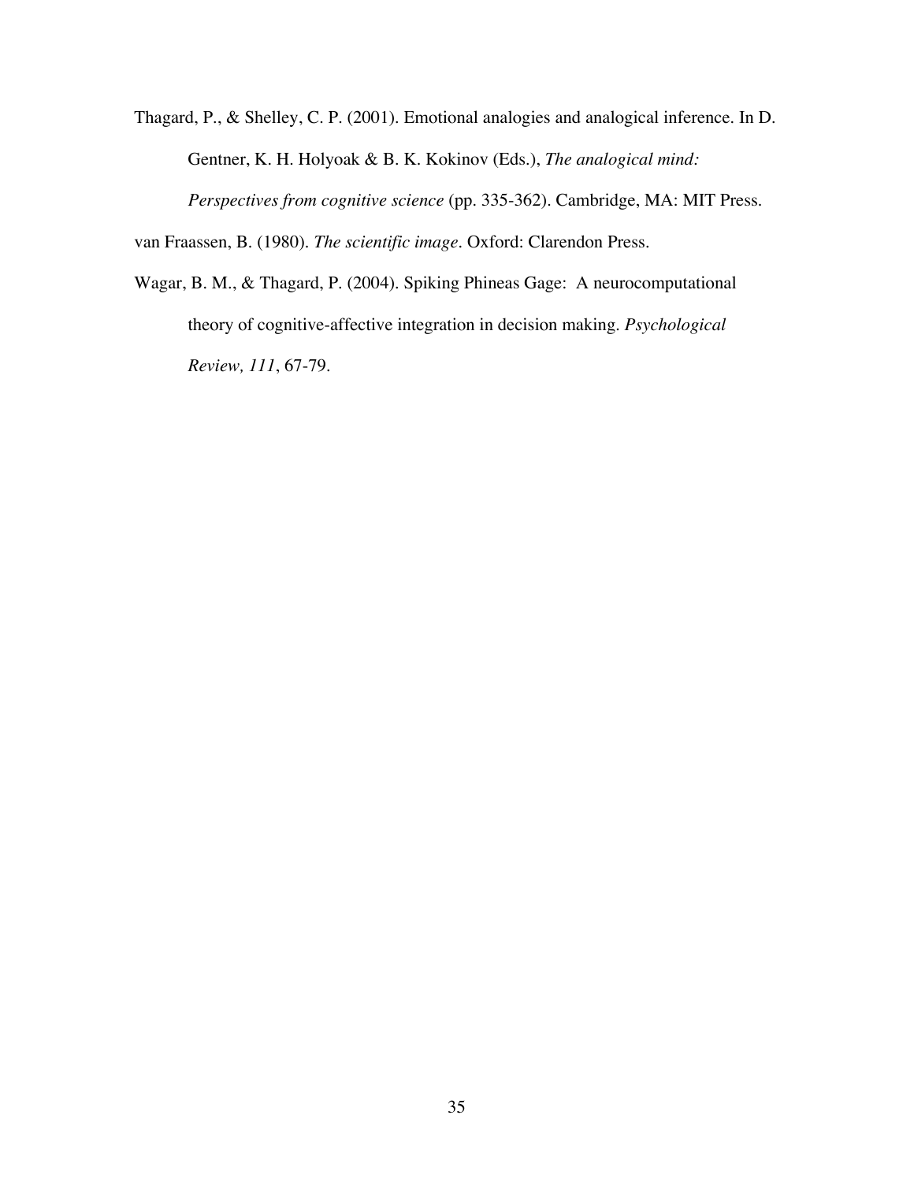Thagard, P., & Shelley, C. P. (2001). Emotional analogies and analogical inference. In D. Gentner, K. H. Holyoak & B. K. Kokinov (Eds.), *The analogical mind: Perspectives from cognitive science* (pp. 335-362). Cambridge, MA: MIT Press.

van Fraassen, B. (1980). *The scientific image*. Oxford: Clarendon Press.

Wagar, B. M., & Thagard, P. (2004). Spiking Phineas Gage: A neurocomputational theory of cognitive-affective integration in decision making. *Psychological Review, 111*, 67-79.